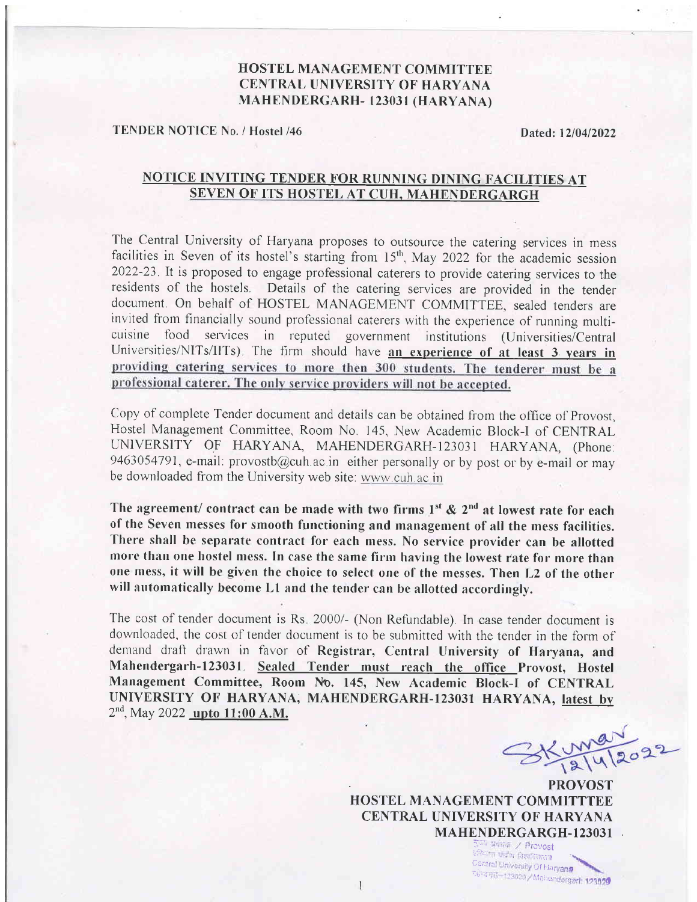**HOSTEL MANAGEMENT COMMITTEE**
**CENTRAL UNIVERSITY OF HARYANA**
**MAHENDERGARH- 123031 (HARYANA)**

**TENDER NOTICE No. / Hostel /46** **Dated: 12/04/2022**

## NOTICE INVITING TENDER FOR RUNNING DINING FACILITIES AT SEVEN OF ITS HOSTEL AT CUH, MAHENDERGARGH

The Central University of Haryana proposes to outsource the catering services in mess facilities in Seven of its hostel's starting from 15th, May 2022 for the academic session 2022-23. It is proposed to engage professional caterers to provide catering services to the residents of the hostels. Details of the catering services are provided in the tender document. On behalf of HOSTEL MANAGEMENT COMMITTEE, sealed tenders are invited from financially sound professional caterers with the experience of running multi-cuisine food services in reputed government institutions (Universities/Central Universities/NITs/IITs). The firm should have **an experience of at least 3 years in providing catering services to more then 300 students. The tenderer must be a professional caterer. The only service providers will not be accepted.**

Copy of complete Tender document and details can be obtained from the office of Provost, Hostel Management Committee, Room No. 145, New Academic Block-I of CENTRAL UNIVERSITY OF HARYANA, MAHENDERGARH-123031 HARYANA, (Phone: 9463054791, e-mail: provostb@cuh.ac.in either personally or by post or by e-mail or may be downloaded from the University web site: www.cuh.ac.in

**The agreement/ contract can be made with two firms 1st & 2nd at lowest rate for each of the Seven messes for smooth functioning and management of all the mess facilities. There shall be separate contract for each mess. No service provider can be allotted more than one hostel mess. In case the same firm having the lowest rate for more than one mess, it will be given the choice to select one of the messes. Then L2 of the other will automatically become L1 and the tender can be allotted accordingly.**

The cost of tender document is Rs. 2000/- (Non Refundable). In case tender document is downloaded, the cost of tender document is to be submitted with the tender in the form of demand draft drawn in favor of **Registrar, Central University of Haryana, and Mahendergarh-123031**. **Sealed Tender must reach the office Provost, Hostel Management Committee, Room No. 145, New Academic Block-I of CENTRAL UNIVERSITY OF HARYANA, MAHENDERGARH-123031 HARYANA, latest by** 2nd, May 2022 **upto 11:00 A.M.**

SKumar 12/4/2022

**PROVOST**
**HOSTEL MANAGEMENT COMMITTTEE**
**CENTRAL UNIVERSITY OF HARYANA**
**MAHENDERGARGH-123031**

प्रोवोस्ट / Provost
हरियाणा केंद्रीय विश्वविद्यालय
Central University Of Haryana
महेंद्रगढ़-123031 / Mahendergarh 123029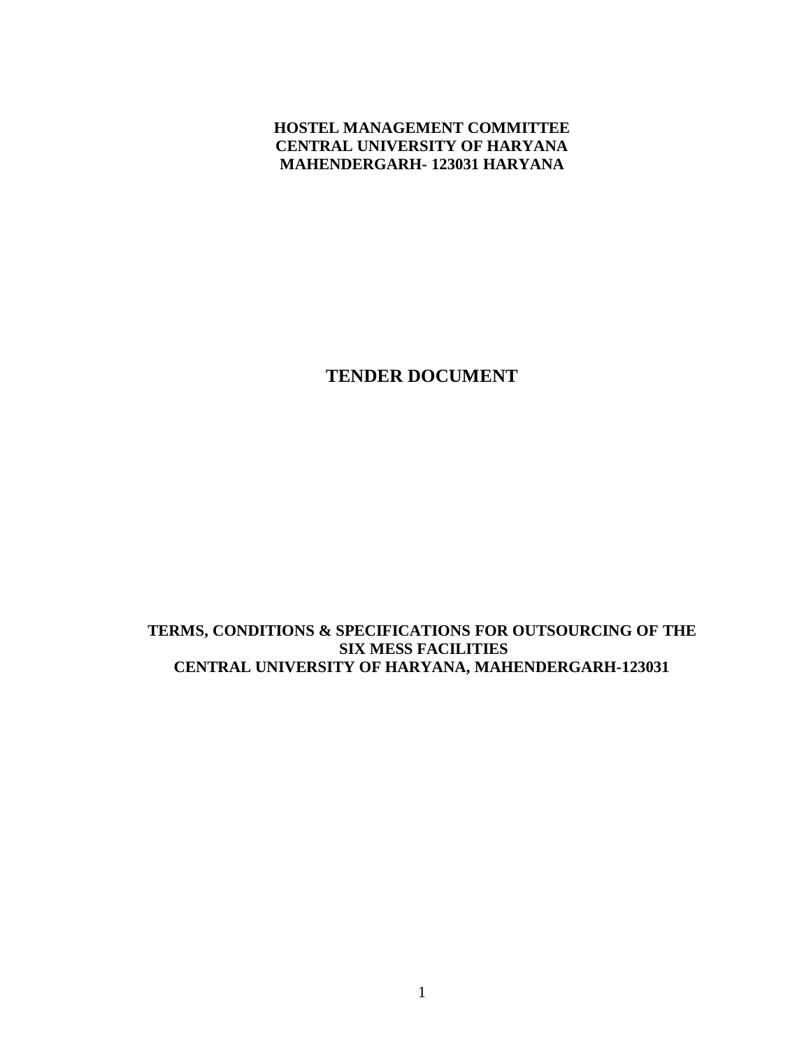**HOSTEL MANAGEMENT COMMITTEE**
**CENTRAL UNIVERSITY OF HARYANA**
**MAHENDERGARH- 123031 HARYANA**

# TENDER DOCUMENT

**TERMS, CONDITIONS & SPECIFICATIONS FOR OUTSOURCING OF THE SIX MESS FACILITIES**
**CENTRAL UNIVERSITY OF HARYANA, MAHENDERGARH-123031**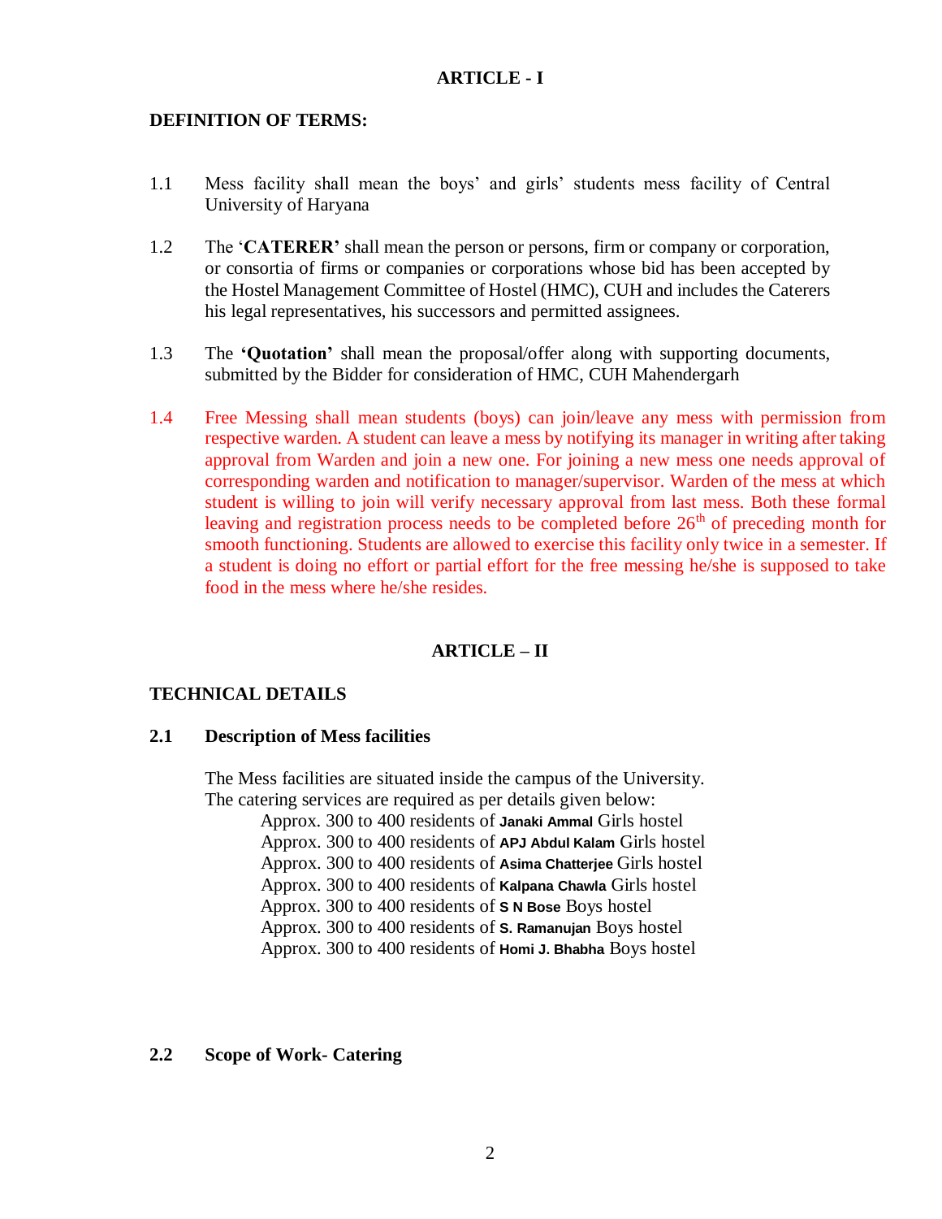## ARTICLE - I

### DEFINITION OF TERMS:

1.1 Mess facility shall mean the boys' and girls' students mess facility of Central University of Haryana

1.2 The '**CATERER'** shall mean the person or persons, firm or company or corporation, or consortia of firms or companies or corporations whose bid has been accepted by the Hostel Management Committee of Hostel (HMC), CUH and includes the Caterers his legal representatives, his successors and permitted assignees.

1.3 The **'Quotation'** shall mean the proposal/offer along with supporting documents, submitted by the Bidder for consideration of HMC, CUH Mahendergarh

1.4 Free Messing shall mean students (boys) can join/leave any mess with permission from respective warden. A student can leave a mess by notifying its manager in writing after taking approval from Warden and join a new one. For joining a new mess one needs approval of corresponding warden and notification to manager/supervisor. Warden of the mess at which student is willing to join will verify necessary approval from last mess. Both these formal leaving and registration process needs to be completed before 26th of preceding month for smooth functioning. Students are allowed to exercise this facility only twice in a semester. If a student is doing no effort or partial effort for the free messing he/she is supposed to take food in the mess where he/she resides.

## ARTICLE – II

### TECHNICAL DETAILS

### 2.1 Description of Mess facilities

The Mess facilities are situated inside the campus of the University. The catering services are required as per details given below:

Approx. 300 to 400 residents of **Janaki Ammal** Girls hostel
Approx. 300 to 400 residents of **APJ Abdul Kalam** Girls hostel
Approx. 300 to 400 residents of **Asima Chatterjee** Girls hostel
Approx. 300 to 400 residents of **Kalpana Chawla** Girls hostel
Approx. 300 to 400 residents of **S N Bose** Boys hostel
Approx. 300 to 400 residents of **S. Ramanujan** Boys hostel
Approx. 300 to 400 residents of **Homi J. Bhabha** Boys hostel

### 2.2 Scope of Work- Catering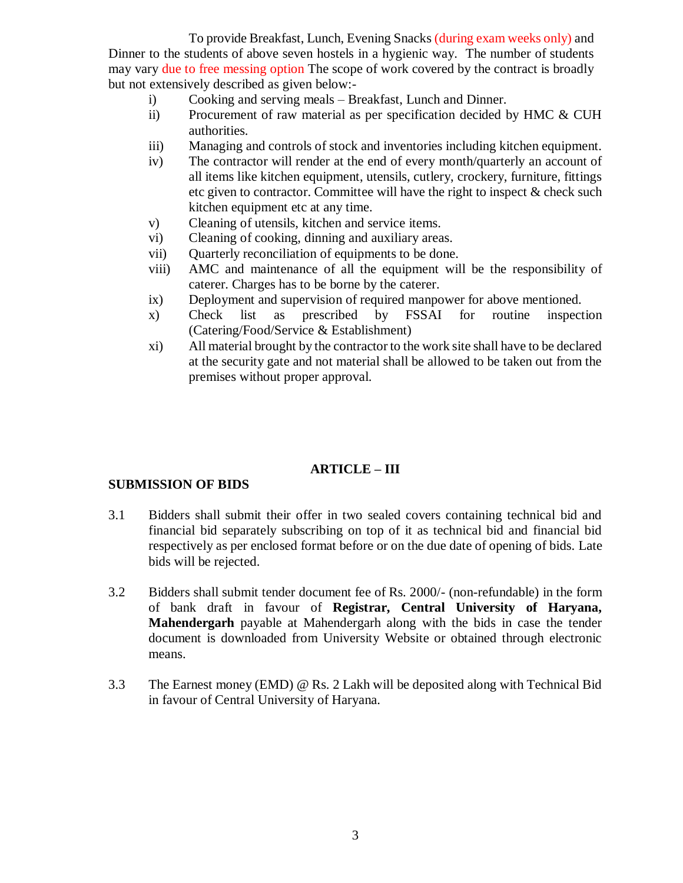To provide Breakfast, Lunch, Evening Snacks (during exam weeks only) and Dinner to the students of above seven hostels in a hygienic way. The number of students may vary due to free messing option The scope of work covered by the contract is broadly but not extensively described as given below:-

i) Cooking and serving meals – Breakfast, Lunch and Dinner.
ii) Procurement of raw material as per specification decided by HMC & CUH authorities.
iii) Managing and controls of stock and inventories including kitchen equipment.
iv) The contractor will render at the end of every month/quarterly an account of all items like kitchen equipment, utensils, cutlery, crockery, furniture, fittings etc given to contractor. Committee will have the right to inspect & check such kitchen equipment etc at any time.
v) Cleaning of utensils, kitchen and service items.
vi) Cleaning of cooking, dinning and auxiliary areas.
vii) Quarterly reconciliation of equipments to be done.
viii) AMC and maintenance of all the equipment will be the responsibility of caterer. Charges has to be borne by the caterer.
ix) Deployment and supervision of required manpower for above mentioned.
x) Check list as prescribed by FSSAI for routine inspection (Catering/Food/Service & Establishment)
xi) All material brought by the contractor to the work site shall have to be declared at the security gate and not material shall be allowed to be taken out from the premises without proper approval.

## ARTICLE – III

**SUBMISSION OF BIDS**

3.1 Bidders shall submit their offer in two sealed covers containing technical bid and financial bid separately subscribing on top of it as technical bid and financial bid respectively as per enclosed format before or on the due date of opening of bids. Late bids will be rejected.

3.2 Bidders shall submit tender document fee of Rs. 2000/- (non-refundable) in the form of bank draft in favour of **Registrar, Central University of Haryana, Mahendergarh** payable at Mahendergarh along with the bids in case the tender document is downloaded from University Website or obtained through electronic means.

3.3 The Earnest money (EMD) @ Rs. 2 Lakh will be deposited along with Technical Bid in favour of Central University of Haryana.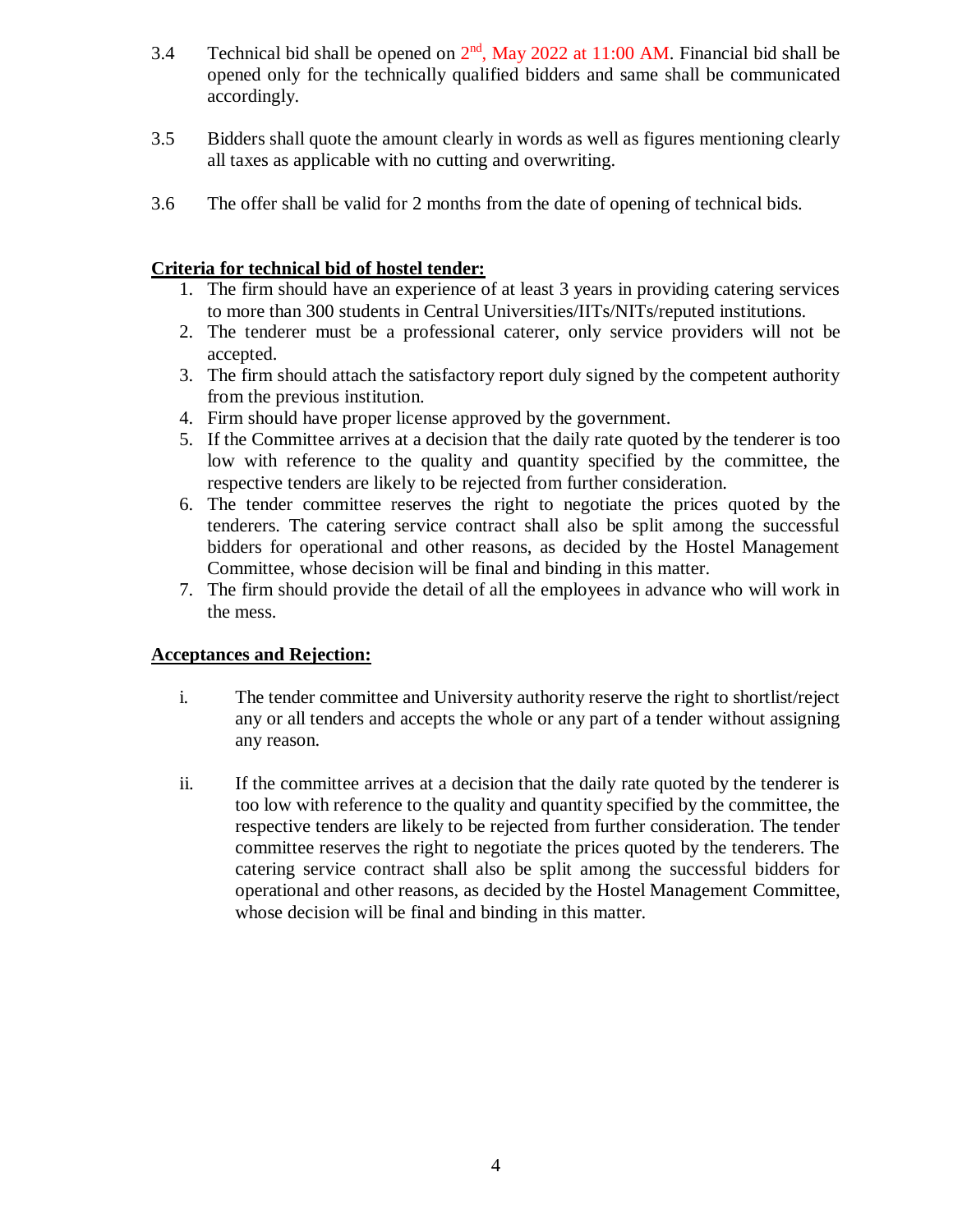3.4 Technical bid shall be opened on 2nd, May 2022 at 11:00 AM. Financial bid shall be opened only for the technically qualified bidders and same shall be communicated accordingly.

3.5 Bidders shall quote the amount clearly in words as well as figures mentioning clearly all taxes as applicable with no cutting and overwriting.

3.6 The offer shall be valid for 2 months from the date of opening of technical bids.

**Criteria for technical bid of hostel tender:**

1. The firm should have an experience of at least 3 years in providing catering services to more than 300 students in Central Universities/IITs/NITs/reputed institutions.
2. The tenderer must be a professional caterer, only service providers will not be accepted.
3. The firm should attach the satisfactory report duly signed by the competent authority from the previous institution.
4. Firm should have proper license approved by the government.
5. If the Committee arrives at a decision that the daily rate quoted by the tenderer is too low with reference to the quality and quantity specified by the committee, the respective tenders are likely to be rejected from further consideration.
6. The tender committee reserves the right to negotiate the prices quoted by the tenderers. The catering service contract shall also be split among the successful bidders for operational and other reasons, as decided by the Hostel Management Committee, whose decision will be final and binding in this matter.
7. The firm should provide the detail of all the employees in advance who will work in the mess.

**Acceptances and Rejection:**

i. The tender committee and University authority reserve the right to shortlist/reject any or all tenders and accepts the whole or any part of a tender without assigning any reason.

ii. If the committee arrives at a decision that the daily rate quoted by the tenderer is too low with reference to the quality and quantity specified by the committee, the respective tenders are likely to be rejected from further consideration. The tender committee reserves the right to negotiate the prices quoted by the tenderers. The catering service contract shall also be split among the successful bidders for operational and other reasons, as decided by the Hostel Management Committee, whose decision will be final and binding in this matter.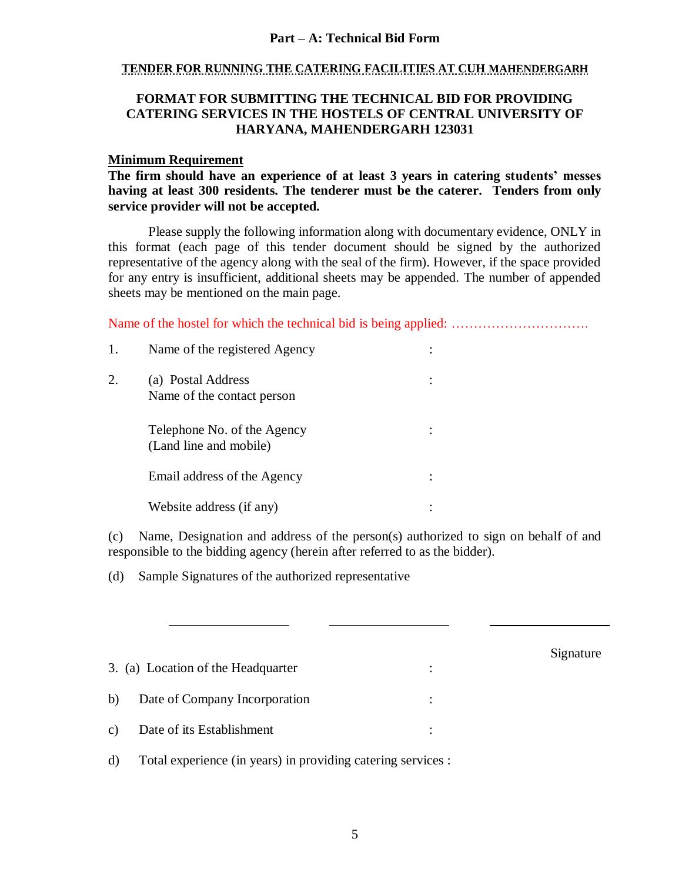## Part – A: Technical Bid Form

**TENDER FOR RUNNING THE CATERING FACILITIES AT CUH MAHENDERGARH**

### FORMAT FOR SUBMITTING THE TECHNICAL BID FOR PROVIDING CATERING SERVICES IN THE HOSTELS OF CENTRAL UNIVERSITY OF HARYANA, MAHENDERGARH 123031

**Minimum Requirement**

**The firm should have an experience of at least 3 years in catering students' messes having at least 300 residents. The tenderer must be the caterer. Tenders from only service provider will not be accepted.**

Please supply the following information along with documentary evidence, ONLY in this format (each page of this tender document should be signed by the authorized representative of the agency along with the seal of the firm). However, if the space provided for any entry is insufficient, additional sheets may be appended. The number of appended sheets may be mentioned on the main page.

Name of the hostel for which the technical bid is being applied: ………………………….

1. Name of the registered Agency :

2. (a) Postal Address
   Name of the contact person :

   Telephone No. of the Agency (Land line and mobile) :

   Email address of the Agency :

   Website address (if any) :

(c) Name, Designation and address of the person(s) authorized to sign on behalf of and responsible to the bidding agency (herein after referred to as the bidder).

(d) Sample Signatures of the authorized representative

\_\_\_\_\_\_\_\_\_\_\_\_\_\_\_\_\_\_ \_\_\_\_\_\_\_\_\_\_\_\_\_\_\_\_\_\_ \_\_\_\_\_\_\_\_\_\_\_\_\_\_\_\_\_\_

Signature

3. (a) Location of the Headquarter :

b) Date of Company Incorporation :

c) Date of its Establishment :

d) Total experience (in years) in providing catering services :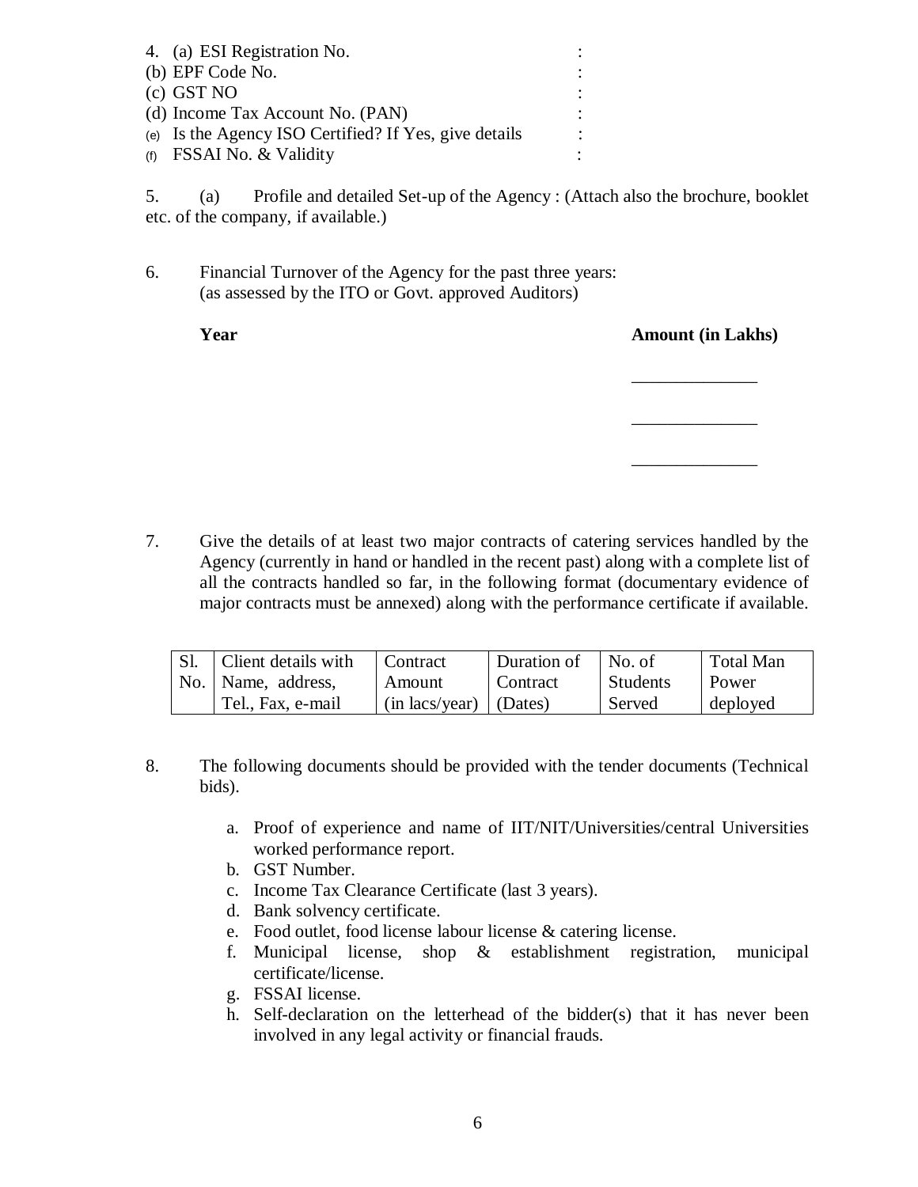4. (a) ESI Registration No. :
(b) EPF Code No. :
(c) GST NO :
(d) Income Tax Account No. (PAN) :
(e) Is the Agency ISO Certified? If Yes, give details :
(f) FSSAI No. & Validity :

5. (a) Profile and detailed Set-up of the Agency : (Attach also the brochure, booklet etc. of the company, if available.)

6. Financial Turnover of the Agency for the past three years: (as assessed by the ITO or Govt. approved Auditors)

| **Year** | **Amount (in Lakhs)** |
|---|---|
| | ______________ |
| | ______________ |
| | ______________ |

7. Give the details of at least two major contracts of catering services handled by the Agency (currently in hand or handled in the recent past) along with a complete list of all the contracts handled so far, in the following format (documentary evidence of major contracts must be annexed) along with the performance certificate if available.

| Sl. No. | Client details with Name, address, Tel., Fax, e-mail | Contract Amount (in lacs/year) | Duration of Contract (Dates) | No. of Students Served | Total Man Power deployed |
|---|---|---|---|---|---|

8. The following documents should be provided with the tender documents (Technical bids).

   a. Proof of experience and name of IIT/NIT/Universities/central Universities worked performance report.
   b. GST Number.
   c. Income Tax Clearance Certificate (last 3 years).
   d. Bank solvency certificate.
   e. Food outlet, food license labour license & catering license.
   f. Municipal license, shop & establishment registration, municipal certificate/license.
   g. FSSAI license.
   h. Self-declaration on the letterhead of the bidder(s) that it has never been involved in any legal activity or financial frauds.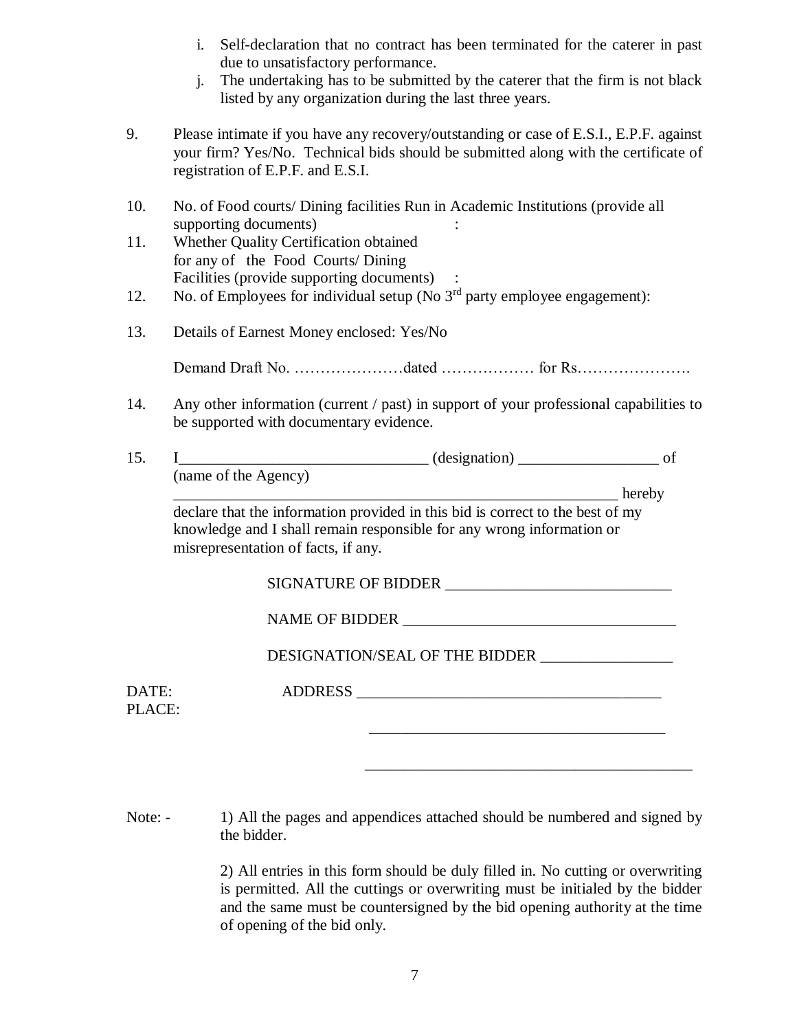i. Self-declaration that no contract has been terminated for the caterer in past due to unsatisfactory performance.
j. The undertaking has to be submitted by the caterer that the firm is not black listed by any organization during the last three years.

9. Please intimate if you have any recovery/outstanding or case of E.S.I., E.P.F. against your firm? Yes/No. Technical bids should be submitted along with the certificate of registration of E.P.F. and E.S.I.

10. No. of Food courts/ Dining facilities Run in Academic Institutions (provide all supporting documents) :

11. Whether Quality Certification obtained for any of the Food Courts/ Dining Facilities (provide supporting documents) :

12. No. of Employees for individual setup (No 3rd party employee engagement):

13. Details of Earnest Money enclosed: Yes/No

    Demand Draft No. …………………dated ……………… for Rs………………….

14. Any other information (current / past) in support of your professional capabilities to be supported with documentary evidence.

15. I_______________________________ (designation) __________________ of (name of the Agency) ___________________________________________________________ hereby declare that the information provided in this bid is correct to the best of my knowledge and I shall remain responsible for any wrong information or misrepresentation of facts, if any.

SIGNATURE OF BIDDER _____________________________

NAME OF BIDDER ___________________________________

DESIGNATION/SEAL OF THE BIDDER _________________

DATE:

PLACE:

ADDRESS ______________________________________

_______________________________________

___________________________________________

Note: -

1) All the pages and appendices attached should be numbered and signed by the bidder.

2) All entries in this form should be duly filled in. No cutting or overwriting is permitted. All the cuttings or overwriting must be initialed by the bidder and the same must be countersigned by the bid opening authority at the time of opening of the bid only.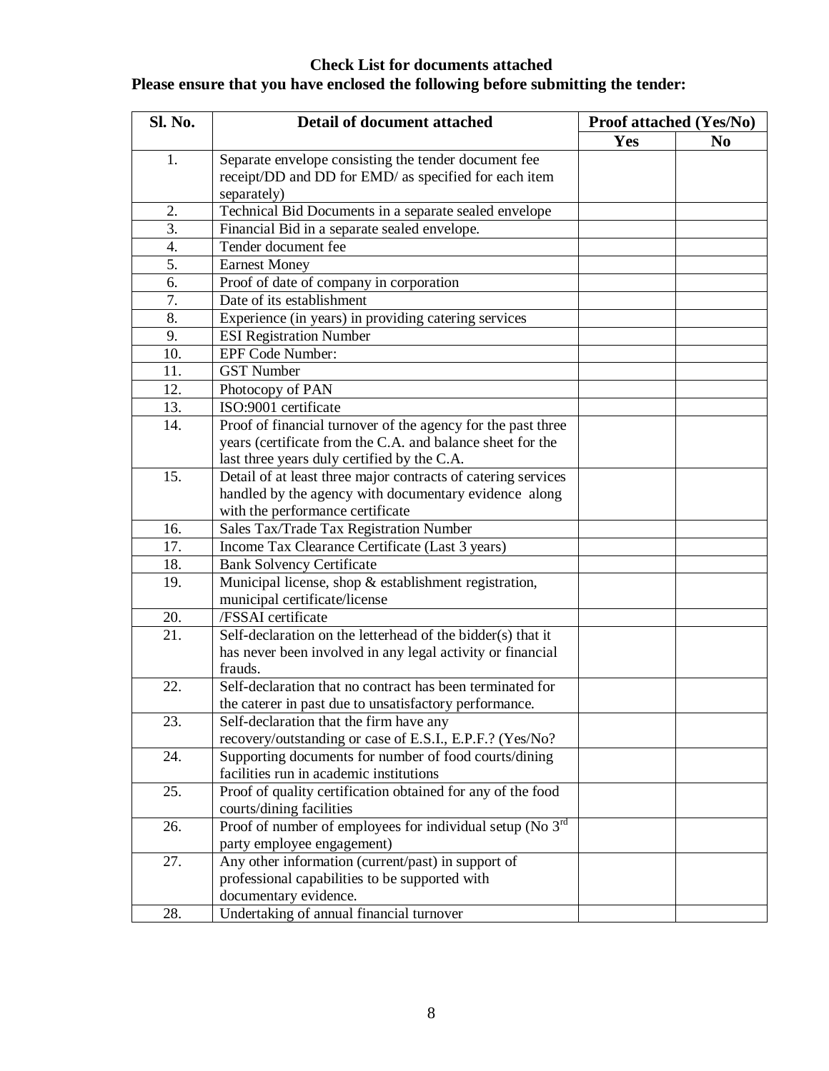**Check List for documents attached**

**Please ensure that you have enclosed the following before submitting the tender:**

| Sl. No. | Detail of document attached | Proof attached (Yes/No) | |
|---|---|---|---|
| | | Yes | No |
| 1. | Separate envelope consisting the tender document fee receipt/DD and DD for EMD/ as specified for each item separately) | | |
| 2. | Technical Bid Documents in a separate sealed envelope | | |
| 3. | Financial Bid in a separate sealed envelope. | | |
| 4. | Tender document fee | | |
| 5. | Earnest Money | | |
| 6. | Proof of date of company in corporation | | |
| 7. | Date of its establishment | | |
| 8. | Experience (in years) in providing catering services | | |
| 9. | ESI Registration Number | | |
| 10. | EPF Code Number: | | |
| 11. | GST Number | | |
| 12. | Photocopy of PAN | | |
| 13. | ISO:9001 certificate | | |
| 14. | Proof of financial turnover of the agency for the past three years (certificate from the C.A. and balance sheet for the last three years duly certified by the C.A. | | |
| 15. | Detail of at least three major contracts of catering services handled by the agency with documentary evidence along with the performance certificate | | |
| 16. | Sales Tax/Trade Tax Registration Number | | |
| 17. | Income Tax Clearance Certificate (Last 3 years) | | |
| 18. | Bank Solvency Certificate | | |
| 19. | Municipal license, shop & establishment registration, municipal certificate/license | | |
| 20. | /FSSAI certificate | | |
| 21. | Self-declaration on the letterhead of the bidder(s) that it has never been involved in any legal activity or financial frauds. | | |
| 22. | Self-declaration that no contract has been terminated for the caterer in past due to unsatisfactory performance. | | |
| 23. | Self-declaration that the firm have any recovery/outstanding or case of E.S.I., E.P.F.? (Yes/No? | | |
| 24. | Supporting documents for number of food courts/dining facilities run in academic institutions | | |
| 25. | Proof of quality certification obtained for any of the food courts/dining facilities | | |
| 26. | Proof of number of employees for individual setup (No 3rd party employee engagement) | | |
| 27. | Any other information (current/past) in support of professional capabilities to be supported with documentary evidence. | | |
| 28. | Undertaking of annual financial turnover | | |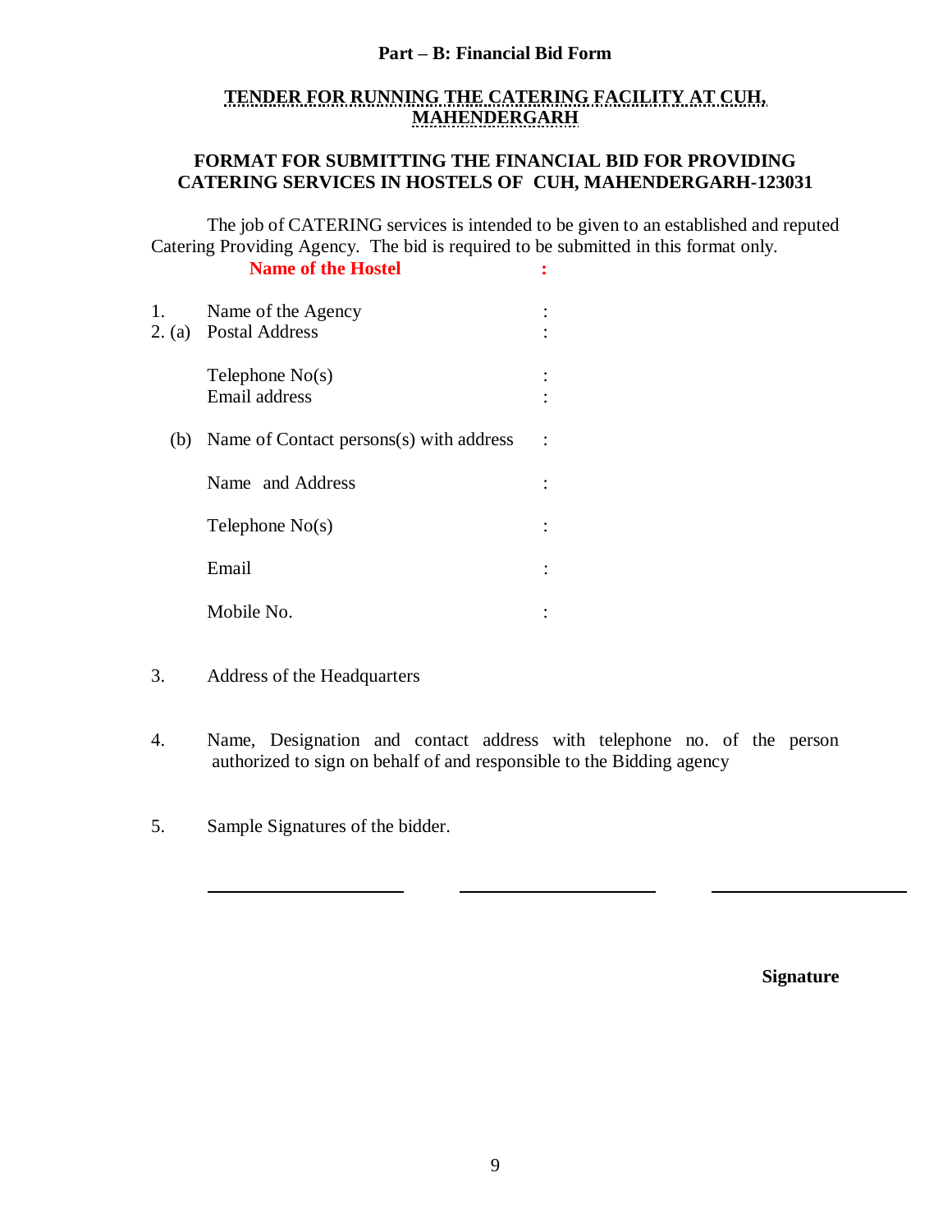**Part – B: Financial Bid Form**

**TENDER FOR RUNNING THE CATERING FACILITY AT CUH, MAHENDERGARH**

**FORMAT FOR SUBMITTING THE FINANCIAL BID FOR PROVIDING CATERING SERVICES IN HOSTELS OF CUH, MAHENDERGARH-123031**

The job of CATERING services is intended to be given to an established and reputed Catering Providing Agency. The bid is required to be submitted in this format only.

**Name of the Hostel** :

1. Name of the Agency :

2. (a) Postal Address :

   Telephone No(s) :

   Email address :

   (b) Name of Contact persons(s) with address :

   Name and Address :

   Telephone No(s) :

   Email :

   Mobile No. :

3. Address of the Headquarters

4. Name, Designation and contact address with telephone no. of the person authorized to sign on behalf of and responsible to the Bidding agency

5. Sample Signatures of the bidder.

\_\_\_\_\_\_\_\_\_\_\_\_\_\_\_\_\_\_\_\_ \_\_\_\_\_\_\_\_\_\_\_\_\_\_\_\_\_\_\_\_ \_\_\_\_\_\_\_\_\_\_\_\_\_\_\_\_\_\_\_\_

**Signature**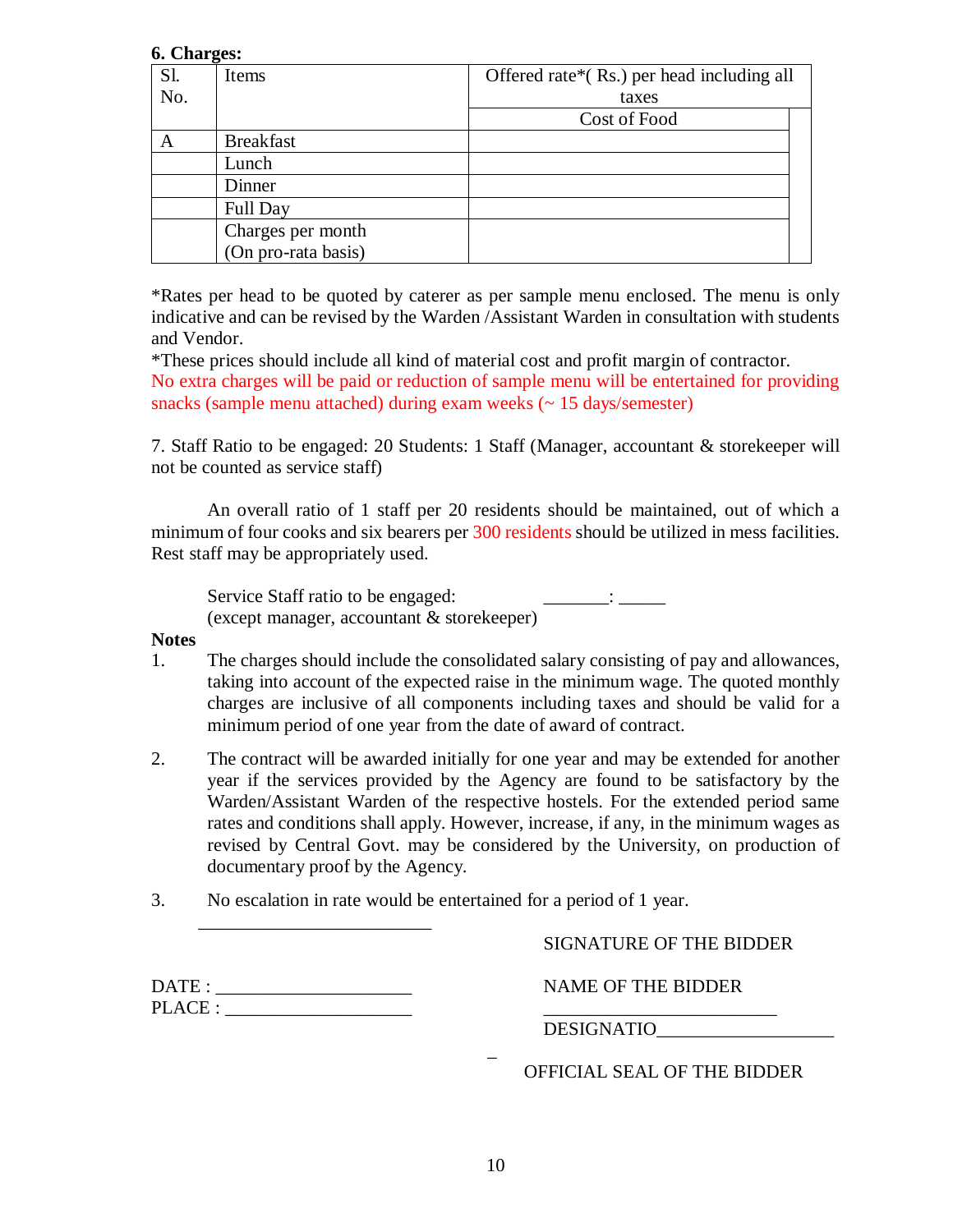**6. Charges:**

| Sl. No. | Items | Offered rate*( Rs.) per head including all taxes |
|---|---|---|
| | | Cost of Food |
| A | Breakfast | |
| | Lunch | |
| | Dinner | |
| | Full Day | |
| | Charges per month (On pro-rata basis) | |

*Rates per head to be quoted by caterer as per sample menu enclosed. The menu is only indicative and can be revised by the Warden /Assistant Warden in consultation with students and Vendor.

*These prices should include all kind of material cost and profit margin of contractor.

No extra charges will be paid or reduction of sample menu will be entertained for providing snacks (sample menu attached) during exam weeks (~ 15 days/semester)

7. Staff Ratio to be engaged: 20 Students: 1 Staff (Manager, accountant & storekeeper will not be counted as service staff)

An overall ratio of 1 staff per 20 residents should be maintained, out of which a minimum of four cooks and six bearers per 300 residents should be utilized in mess facilities. Rest staff may be appropriately used.

Service Staff ratio to be engaged: _______: _____
(except manager, accountant & storekeeper)

**Notes**

1. The charges should include the consolidated salary consisting of pay and allowances, taking into account of the expected raise in the minimum wage. The quoted monthly charges are inclusive of all components including taxes and should be valid for a minimum period of one year from the date of award of contract.

2. The contract will be awarded initially for one year and may be extended for another year if the services provided by the Agency are found to be satisfactory by the Warden/Assistant Warden of the respective hostels. For the extended period same rates and conditions shall apply. However, increase, if any, in the minimum wages as revised by Central Govt. may be considered by the University, on production of documentary proof by the Agency.

3. No escalation in rate would be entertained for a period of 1 year.

_________________________

SIGNATURE OF THE BIDDER

DATE : ____________________

PLACE : ___________________

NAME OF THE BIDDER

________________________

DESIGNATIO__________________

OFFICIAL SEAL OF THE BIDDER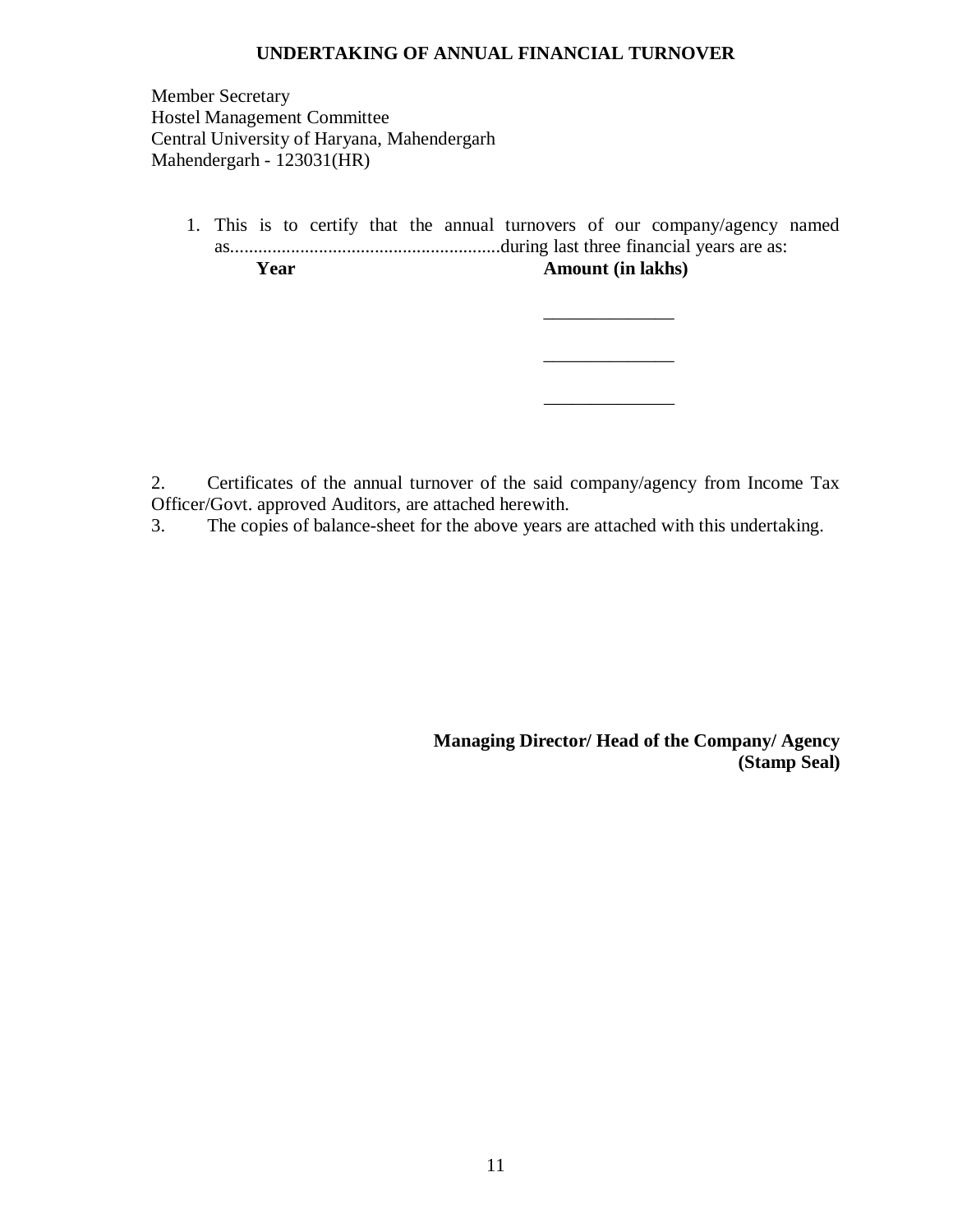## UNDERTAKING OF ANNUAL FINANCIAL TURNOVER

Member Secretary
Hostel Management Committee
Central University of Haryana, Mahendergarh
Mahendergarh - 123031(HR)

1. This is to certify that the annual turnovers of our company/agency named as..........................................................during last three financial years are as:

| **Year** | **Amount (in lakhs)** |
|---|---|
| | ______________ |
| | ______________ |
| | ______________ |

2. Certificates of the annual turnover of the said company/agency from Income Tax Officer/Govt. approved Auditors, are attached herewith.
3. The copies of balance-sheet for the above years are attached with this undertaking.

**Managing Director/ Head of the Company/ Agency**
**(Stamp Seal)**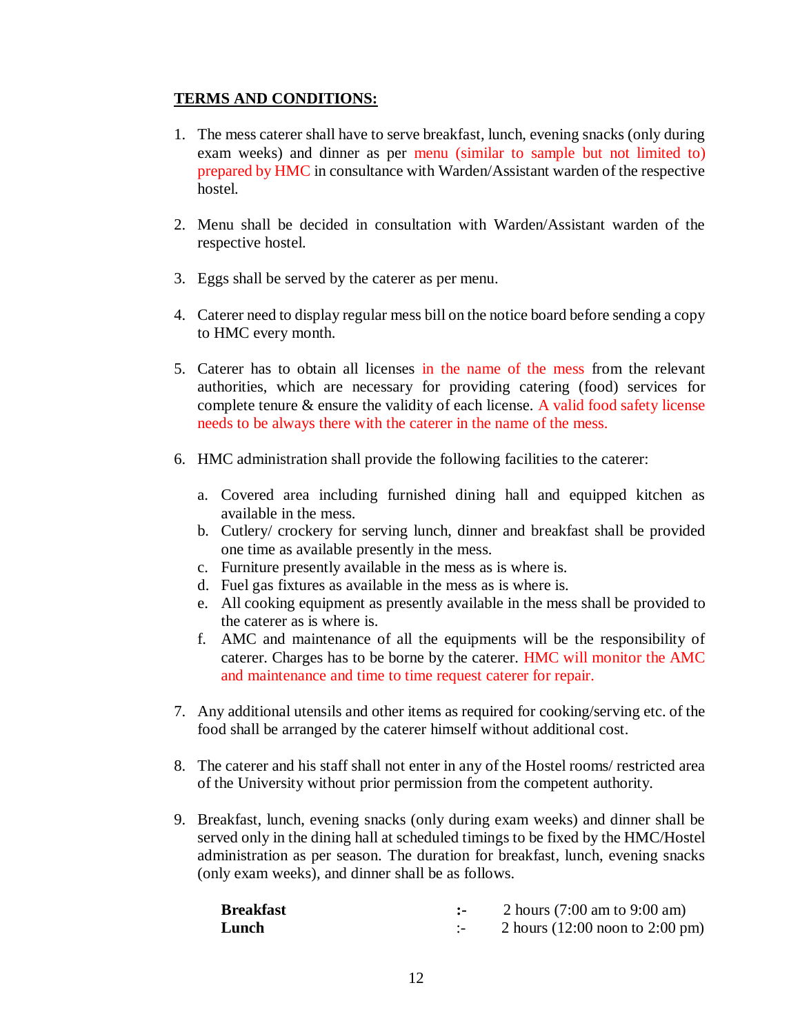**TERMS AND CONDITIONS:**

1. The mess caterer shall have to serve breakfast, lunch, evening snacks (only during exam weeks) and dinner as per menu (similar to sample but not limited to) prepared by HMC in consultance with Warden/Assistant warden of the respective hostel.

2. Menu shall be decided in consultation with Warden/Assistant warden of the respective hostel.

3. Eggs shall be served by the caterer as per menu.

4. Caterer need to display regular mess bill on the notice board before sending a copy to HMC every month.

5. Caterer has to obtain all licenses in the name of the mess from the relevant authorities, which are necessary for providing catering (food) services for complete tenure & ensure the validity of each license. A valid food safety license needs to be always there with the caterer in the name of the mess.

6. HMC administration shall provide the following facilities to the caterer:

   a. Covered area including furnished dining hall and equipped kitchen as available in the mess.
   b. Cutlery/ crockery for serving lunch, dinner and breakfast shall be provided one time as available presently in the mess.
   c. Furniture presently available in the mess as is where is.
   d. Fuel gas fixtures as available in the mess as is where is.
   e. All cooking equipment as presently available in the mess shall be provided to the caterer as is where is.
   f. AMC and maintenance of all the equipments will be the responsibility of caterer. Charges has to be borne by the caterer. HMC will monitor the AMC and maintenance and time to time request caterer for repair.

7. Any additional utensils and other items as required for cooking/serving etc. of the food shall be arranged by the caterer himself without additional cost.

8. The caterer and his staff shall not enter in any of the Hostel rooms/ restricted area of the University without prior permission from the competent authority.

9. Breakfast, lunch, evening snacks (only during exam weeks) and dinner shall be served only in the dining hall at scheduled timings to be fixed by the HMC/Hostel administration as per season. The duration for breakfast, lunch, evening snacks (only exam weeks), and dinner shall be as follows.

| | | |
|---|---|---|
| **Breakfast** | **:-** | 2 hours (7:00 am to 9:00 am) |
| **Lunch** | :- | 2 hours (12:00 noon to 2:00 pm) |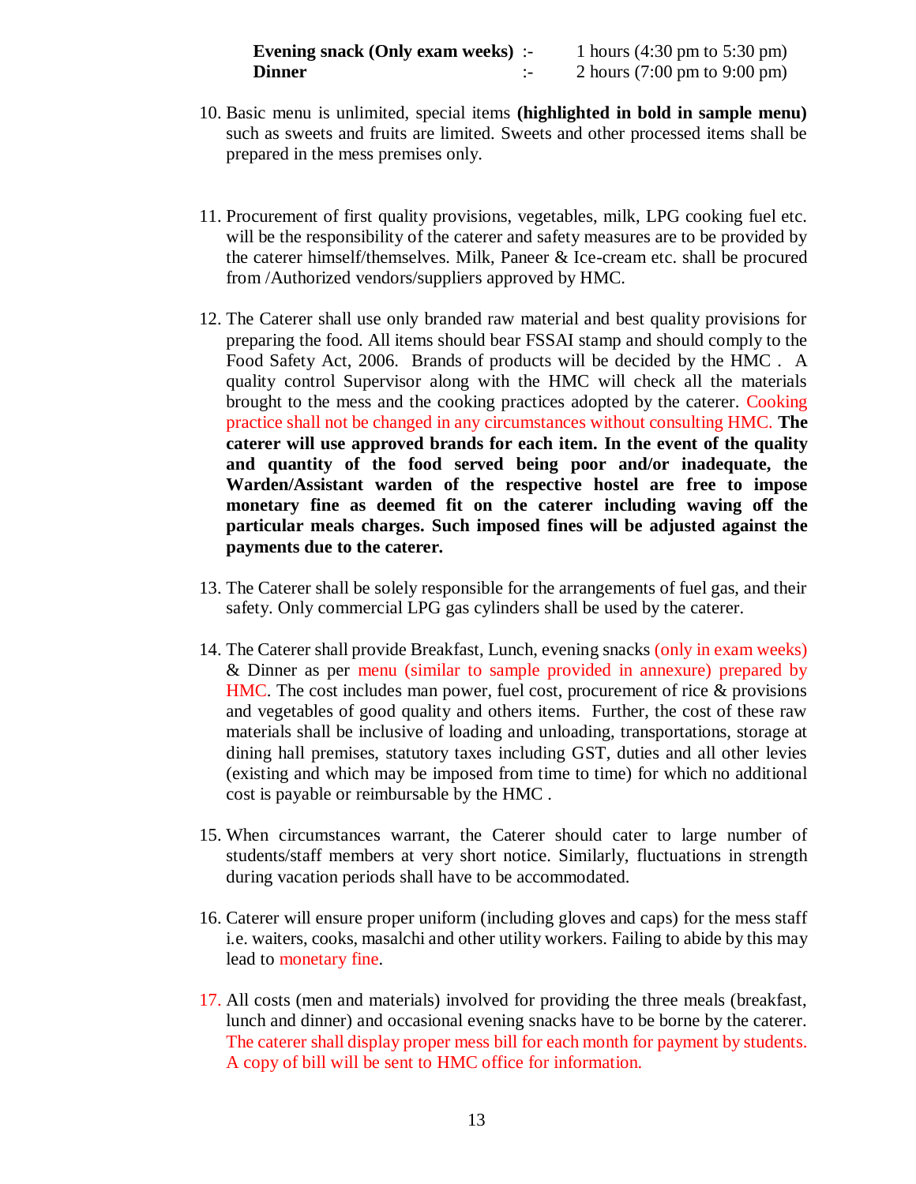**Evening snack (Only exam weeks)** :- 1 hours (4:30 pm to 5:30 pm)
**Dinner** :- 2 hours (7:00 pm to 9:00 pm)

10. Basic menu is unlimited, special items **(highlighted in bold in sample menu)** such as sweets and fruits are limited. Sweets and other processed items shall be prepared in the mess premises only.

11. Procurement of first quality provisions, vegetables, milk, LPG cooking fuel etc. will be the responsibility of the caterer and safety measures are to be provided by the caterer himself/themselves. Milk, Paneer & Ice-cream etc. shall be procured from /Authorized vendors/suppliers approved by HMC.

12. The Caterer shall use only branded raw material and best quality provisions for preparing the food. All items should bear FSSAI stamp and should comply to the Food Safety Act, 2006. Brands of products will be decided by the HMC . A quality control Supervisor along with the HMC will check all the materials brought to the mess and the cooking practices adopted by the caterer. Cooking practice shall not be changed in any circumstances without consulting HMC. **The caterer will use approved brands for each item. In the event of the quality and quantity of the food served being poor and/or inadequate, the Warden/Assistant warden of the respective hostel are free to impose monetary fine as deemed fit on the caterer including waving off the particular meals charges. Such imposed fines will be adjusted against the payments due to the caterer.**

13. The Caterer shall be solely responsible for the arrangements of fuel gas, and their safety. Only commercial LPG gas cylinders shall be used by the caterer.

14. The Caterer shall provide Breakfast, Lunch, evening snacks (only in exam weeks) & Dinner as per menu (similar to sample provided in annexure) prepared by HMC. The cost includes man power, fuel cost, procurement of rice & provisions and vegetables of good quality and others items. Further, the cost of these raw materials shall be inclusive of loading and unloading, transportations, storage at dining hall premises, statutory taxes including GST, duties and all other levies (existing and which may be imposed from time to time) for which no additional cost is payable or reimbursable by the HMC .

15. When circumstances warrant, the Caterer should cater to large number of students/staff members at very short notice. Similarly, fluctuations in strength during vacation periods shall have to be accommodated.

16. Caterer will ensure proper uniform (including gloves and caps) for the mess staff i.e. waiters, cooks, masalchi and other utility workers. Failing to abide by this may lead to monetary fine.

17. All costs (men and materials) involved for providing the three meals (breakfast, lunch and dinner) and occasional evening snacks have to be borne by the caterer. The caterer shall display proper mess bill for each month for payment by students. A copy of bill will be sent to HMC office for information.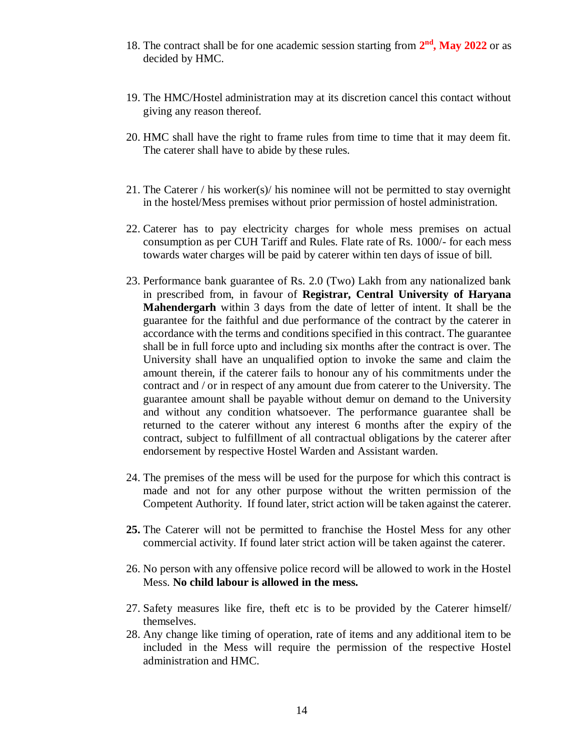18. The contract shall be for one academic session starting from **2nd, May 2022** or as decided by HMC.

19. The HMC/Hostel administration may at its discretion cancel this contact without giving any reason thereof.

20. HMC shall have the right to frame rules from time to time that it may deem fit. The caterer shall have to abide by these rules.

21. The Caterer / his worker(s)/ his nominee will not be permitted to stay overnight in the hostel/Mess premises without prior permission of hostel administration.

22. Caterer has to pay electricity charges for whole mess premises on actual consumption as per CUH Tariff and Rules. Flate rate of Rs. 1000/- for each mess towards water charges will be paid by caterer within ten days of issue of bill.

23. Performance bank guarantee of Rs. 2.0 (Two) Lakh from any nationalized bank in prescribed from, in favour of **Registrar, Central University of Haryana Mahendergarh** within 3 days from the date of letter of intent. It shall be the guarantee for the faithful and due performance of the contract by the caterer in accordance with the terms and conditions specified in this contract. The guarantee shall be in full force upto and including six months after the contract is over. The University shall have an unqualified option to invoke the same and claim the amount therein, if the caterer fails to honour any of his commitments under the contract and / or in respect of any amount due from caterer to the University. The guarantee amount shall be payable without demur on demand to the University and without any condition whatsoever. The performance guarantee shall be returned to the caterer without any interest 6 months after the expiry of the contract, subject to fulfillment of all contractual obligations by the caterer after endorsement by respective Hostel Warden and Assistant warden.

24. The premises of the mess will be used for the purpose for which this contract is made and not for any other purpose without the written permission of the Competent Authority. If found later, strict action will be taken against the caterer.

25. The Caterer will not be permitted to franchise the Hostel Mess for any other commercial activity. If found later strict action will be taken against the caterer.

26. No person with any offensive police record will be allowed to work in the Hostel Mess. **No child labour is allowed in the mess.**

27. Safety measures like fire, theft etc is to be provided by the Caterer himself/ themselves.

28. Any change like timing of operation, rate of items and any additional item to be included in the Mess will require the permission of the respective Hostel administration and HMC.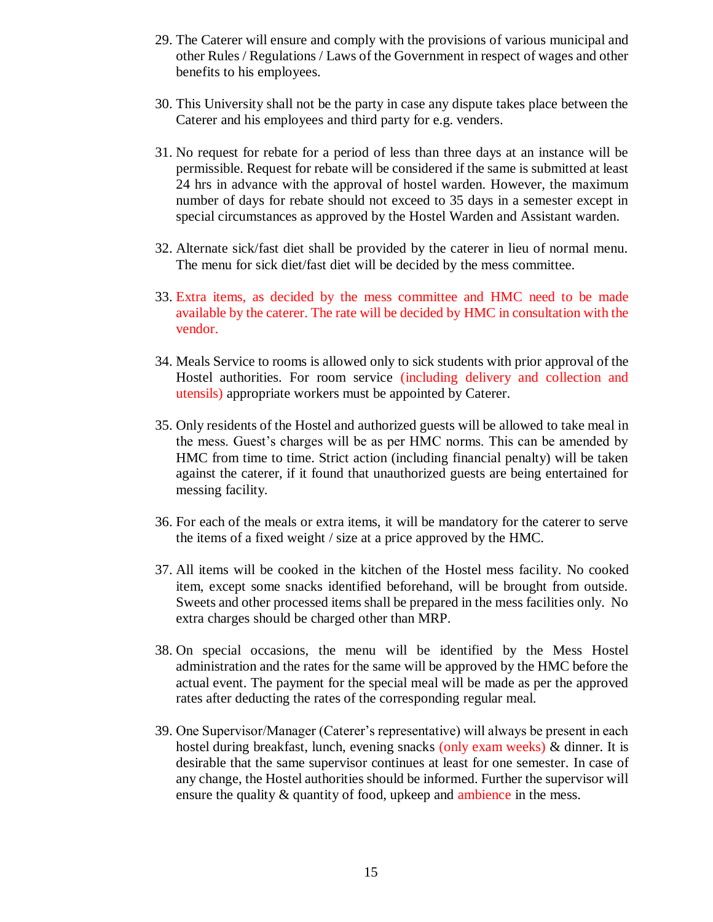29. The Caterer will ensure and comply with the provisions of various municipal and other Rules / Regulations / Laws of the Government in respect of wages and other benefits to his employees.

30. This University shall not be the party in case any dispute takes place between the Caterer and his employees and third party for e.g. venders.

31. No request for rebate for a period of less than three days at an instance will be permissible. Request for rebate will be considered if the same is submitted at least 24 hrs in advance with the approval of hostel warden. However, the maximum number of days for rebate should not exceed to 35 days in a semester except in special circumstances as approved by the Hostel Warden and Assistant warden.

32. Alternate sick/fast diet shall be provided by the caterer in lieu of normal menu. The menu for sick diet/fast diet will be decided by the mess committee.

33. Extra items, as decided by the mess committee and HMC need to be made available by the caterer. The rate will be decided by HMC in consultation with the vendor.

34. Meals Service to rooms is allowed only to sick students with prior approval of the Hostel authorities. For room service (including delivery and collection and utensils) appropriate workers must be appointed by Caterer.

35. Only residents of the Hostel and authorized guests will be allowed to take meal in the mess. Guest's charges will be as per HMC norms. This can be amended by HMC from time to time. Strict action (including financial penalty) will be taken against the caterer, if it found that unauthorized guests are being entertained for messing facility.

36. For each of the meals or extra items, it will be mandatory for the caterer to serve the items of a fixed weight / size at a price approved by the HMC.

37. All items will be cooked in the kitchen of the Hostel mess facility. No cooked item, except some snacks identified beforehand, will be brought from outside. Sweets and other processed items shall be prepared in the mess facilities only. No extra charges should be charged other than MRP.

38. On special occasions, the menu will be identified by the Mess Hostel administration and the rates for the same will be approved by the HMC before the actual event. The payment for the special meal will be made as per the approved rates after deducting the rates of the corresponding regular meal.

39. One Supervisor/Manager (Caterer's representative) will always be present in each hostel during breakfast, lunch, evening snacks (only exam weeks) & dinner. It is desirable that the same supervisor continues at least for one semester. In case of any change, the Hostel authorities should be informed. Further the supervisor will ensure the quality & quantity of food, upkeep and ambience in the mess.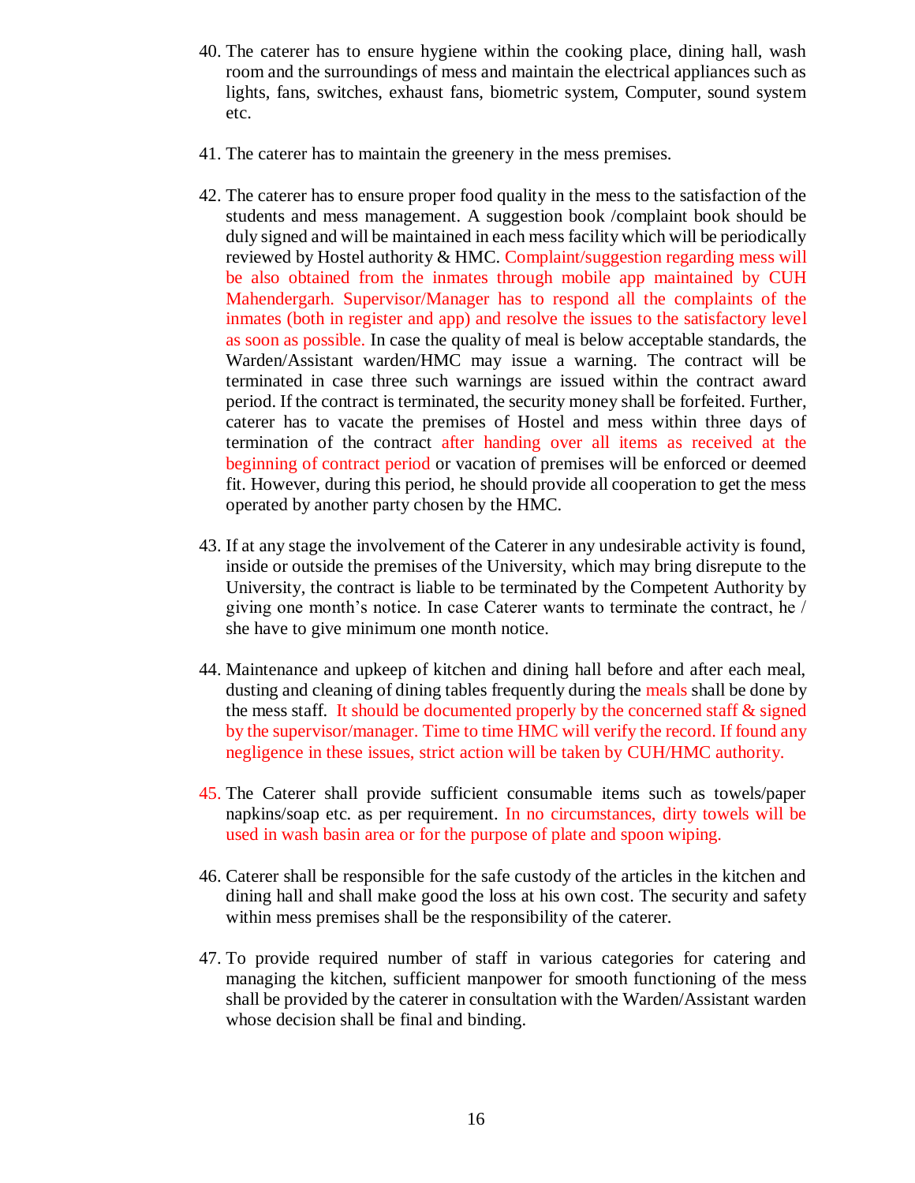40. The caterer has to ensure hygiene within the cooking place, dining hall, wash room and the surroundings of mess and maintain the electrical appliances such as lights, fans, switches, exhaust fans, biometric system, Computer, sound system etc.

41. The caterer has to maintain the greenery in the mess premises.

42. The caterer has to ensure proper food quality in the mess to the satisfaction of the students and mess management. A suggestion book /complaint book should be duly signed and will be maintained in each mess facility which will be periodically reviewed by Hostel authority & HMC. Complaint/suggestion regarding mess will be also obtained from the inmates through mobile app maintained by CUH Mahendergarh. Supervisor/Manager has to respond all the complaints of the inmates (both in register and app) and resolve the issues to the satisfactory level as soon as possible. In case the quality of meal is below acceptable standards, the Warden/Assistant warden/HMC may issue a warning. The contract will be terminated in case three such warnings are issued within the contract award period. If the contract is terminated, the security money shall be forfeited. Further, caterer has to vacate the premises of Hostel and mess within three days of termination of the contract after handing over all items as received at the beginning of contract period or vacation of premises will be enforced or deemed fit. However, during this period, he should provide all cooperation to get the mess operated by another party chosen by the HMC.

43. If at any stage the involvement of the Caterer in any undesirable activity is found, inside or outside the premises of the University, which may bring disrepute to the University, the contract is liable to be terminated by the Competent Authority by giving one month's notice. In case Caterer wants to terminate the contract, he / she have to give minimum one month notice.

44. Maintenance and upkeep of kitchen and dining hall before and after each meal, dusting and cleaning of dining tables frequently during the meals shall be done by the mess staff. It should be documented properly by the concerned staff & signed by the supervisor/manager. Time to time HMC will verify the record. If found any negligence in these issues, strict action will be taken by CUH/HMC authority.

45. The Caterer shall provide sufficient consumable items such as towels/paper napkins/soap etc. as per requirement. In no circumstances, dirty towels will be used in wash basin area or for the purpose of plate and spoon wiping.

46. Caterer shall be responsible for the safe custody of the articles in the kitchen and dining hall and shall make good the loss at his own cost. The security and safety within mess premises shall be the responsibility of the caterer.

47. To provide required number of staff in various categories for catering and managing the kitchen, sufficient manpower for smooth functioning of the mess shall be provided by the caterer in consultation with the Warden/Assistant warden whose decision shall be final and binding.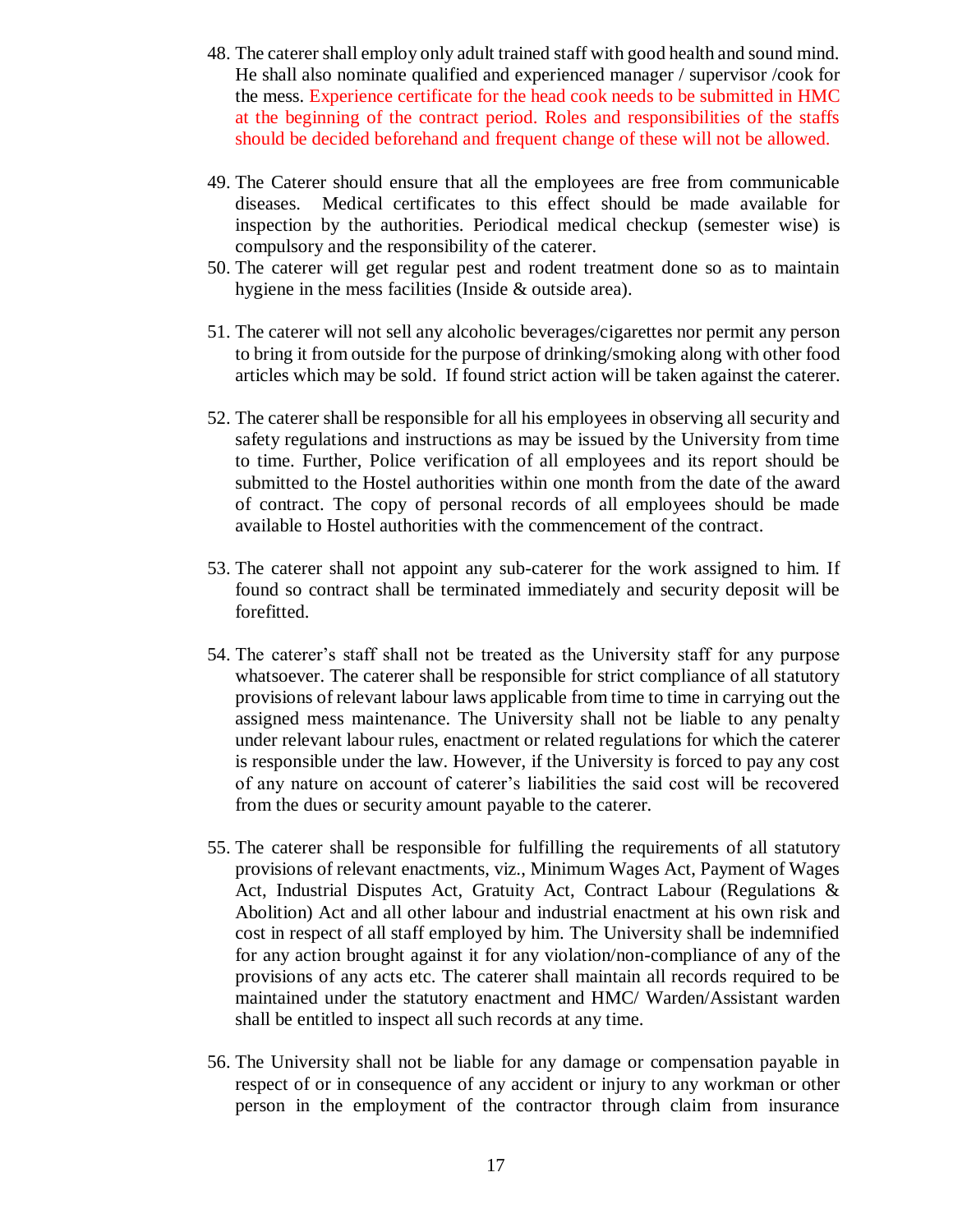48. The caterer shall employ only adult trained staff with good health and sound mind. He shall also nominate qualified and experienced manager / supervisor /cook for the mess. Experience certificate for the head cook needs to be submitted in HMC at the beginning of the contract period. Roles and responsibilities of the staffs should be decided beforehand and frequent change of these will not be allowed.

49. The Caterer should ensure that all the employees are free from communicable diseases. Medical certificates to this effect should be made available for inspection by the authorities. Periodical medical checkup (semester wise) is compulsory and the responsibility of the caterer.

50. The caterer will get regular pest and rodent treatment done so as to maintain hygiene in the mess facilities (Inside & outside area).

51. The caterer will not sell any alcoholic beverages/cigarettes nor permit any person to bring it from outside for the purpose of drinking/smoking along with other food articles which may be sold. If found strict action will be taken against the caterer.

52. The caterer shall be responsible for all his employees in observing all security and safety regulations and instructions as may be issued by the University from time to time. Further, Police verification of all employees and its report should be submitted to the Hostel authorities within one month from the date of the award of contract. The copy of personal records of all employees should be made available to Hostel authorities with the commencement of the contract.

53. The caterer shall not appoint any sub-caterer for the work assigned to him. If found so contract shall be terminated immediately and security deposit will be forefitted.

54. The caterer's staff shall not be treated as the University staff for any purpose whatsoever. The caterer shall be responsible for strict compliance of all statutory provisions of relevant labour laws applicable from time to time in carrying out the assigned mess maintenance. The University shall not be liable to any penalty under relevant labour rules, enactment or related regulations for which the caterer is responsible under the law. However, if the University is forced to pay any cost of any nature on account of caterer's liabilities the said cost will be recovered from the dues or security amount payable to the caterer.

55. The caterer shall be responsible for fulfilling the requirements of all statutory provisions of relevant enactments, viz., Minimum Wages Act, Payment of Wages Act, Industrial Disputes Act, Gratuity Act, Contract Labour (Regulations & Abolition) Act and all other labour and industrial enactment at his own risk and cost in respect of all staff employed by him. The University shall be indemnified for any action brought against it for any violation/non-compliance of any of the provisions of any acts etc. The caterer shall maintain all records required to be maintained under the statutory enactment and HMC/ Warden/Assistant warden shall be entitled to inspect all such records at any time.

56. The University shall not be liable for any damage or compensation payable in respect of or in consequence of any accident or injury to any workman or other person in the employment of the contractor through claim from insurance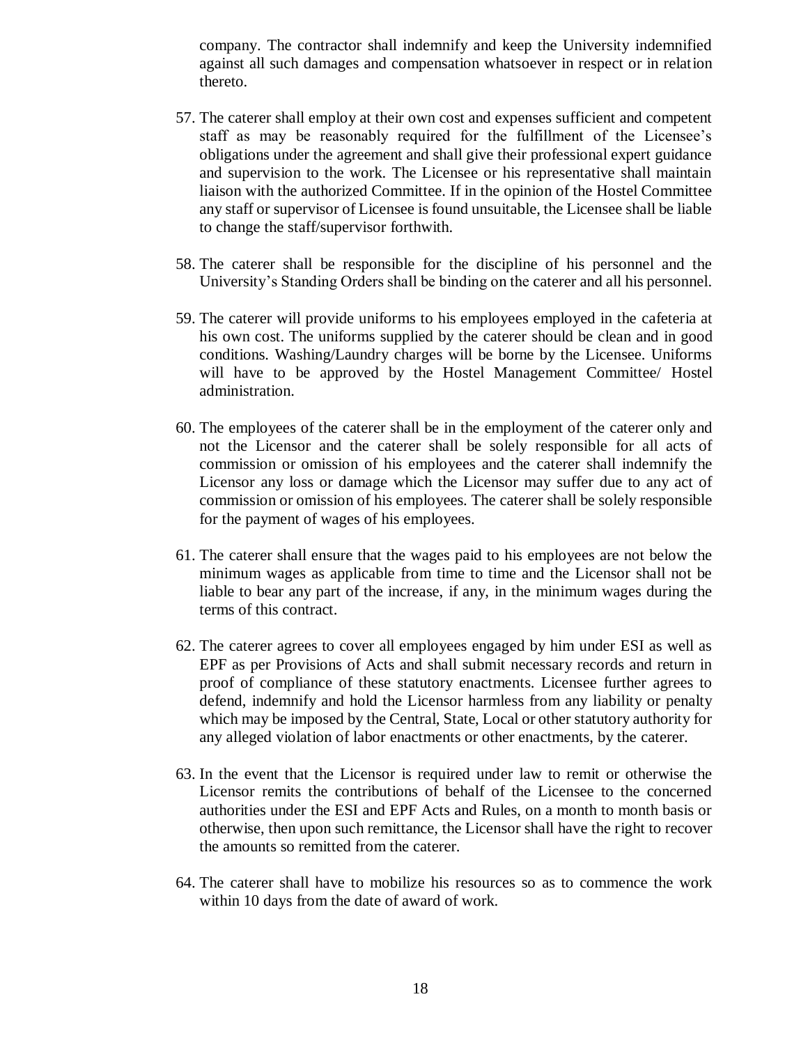company. The contractor shall indemnify and keep the University indemnified against all such damages and compensation whatsoever in respect or in relation thereto.

57. The caterer shall employ at their own cost and expenses sufficient and competent staff as may be reasonably required for the fulfillment of the Licensee's obligations under the agreement and shall give their professional expert guidance and supervision to the work. The Licensee or his representative shall maintain liaison with the authorized Committee. If in the opinion of the Hostel Committee any staff or supervisor of Licensee is found unsuitable, the Licensee shall be liable to change the staff/supervisor forthwith.

58. The caterer shall be responsible for the discipline of his personnel and the University's Standing Orders shall be binding on the caterer and all his personnel.

59. The caterer will provide uniforms to his employees employed in the cafeteria at his own cost. The uniforms supplied by the caterer should be clean and in good conditions. Washing/Laundry charges will be borne by the Licensee. Uniforms will have to be approved by the Hostel Management Committee/ Hostel administration.

60. The employees of the caterer shall be in the employment of the caterer only and not the Licensor and the caterer shall be solely responsible for all acts of commission or omission of his employees and the caterer shall indemnify the Licensor any loss or damage which the Licensor may suffer due to any act of commission or omission of his employees. The caterer shall be solely responsible for the payment of wages of his employees.

61. The caterer shall ensure that the wages paid to his employees are not below the minimum wages as applicable from time to time and the Licensor shall not be liable to bear any part of the increase, if any, in the minimum wages during the terms of this contract.

62. The caterer agrees to cover all employees engaged by him under ESI as well as EPF as per Provisions of Acts and shall submit necessary records and return in proof of compliance of these statutory enactments. Licensee further agrees to defend, indemnify and hold the Licensor harmless from any liability or penalty which may be imposed by the Central, State, Local or other statutory authority for any alleged violation of labor enactments or other enactments, by the caterer.

63. In the event that the Licensor is required under law to remit or otherwise the Licensor remits the contributions of behalf of the Licensee to the concerned authorities under the ESI and EPF Acts and Rules, on a month to month basis or otherwise, then upon such remittance, the Licensor shall have the right to recover the amounts so remitted from the caterer.

64. The caterer shall have to mobilize his resources so as to commence the work within 10 days from the date of award of work.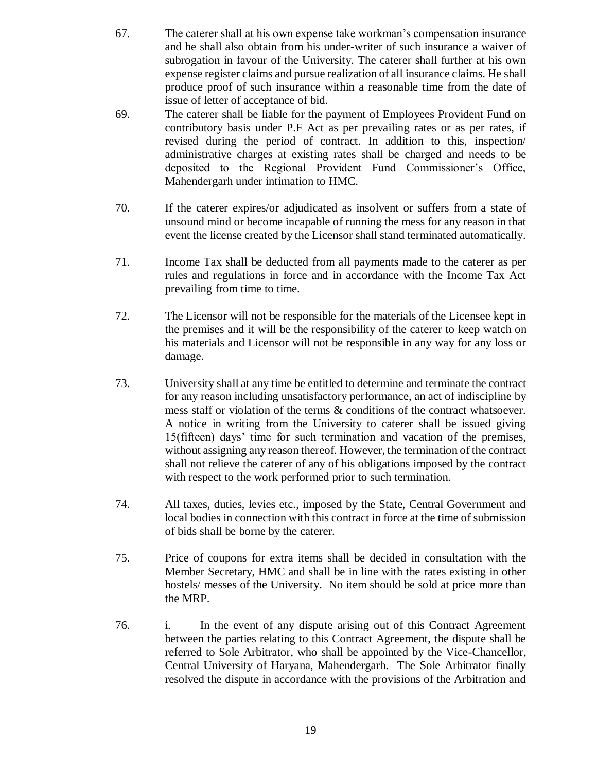67. The caterer shall at his own expense take workman's compensation insurance and he shall also obtain from his under-writer of such insurance a waiver of subrogation in favour of the University. The caterer shall further at his own expense register claims and pursue realization of all insurance claims. He shall produce proof of such insurance within a reasonable time from the date of issue of letter of acceptance of bid.

69. The caterer shall be liable for the payment of Employees Provident Fund on contributory basis under P.F Act as per prevailing rates or as per rates, if revised during the period of contract. In addition to this, inspection/ administrative charges at existing rates shall be charged and needs to be deposited to the Regional Provident Fund Commissioner's Office, Mahendergarh under intimation to HMC.

70. If the caterer expires/or adjudicated as insolvent or suffers from a state of unsound mind or become incapable of running the mess for any reason in that event the license created by the Licensor shall stand terminated automatically.

71. Income Tax shall be deducted from all payments made to the caterer as per rules and regulations in force and in accordance with the Income Tax Act prevailing from time to time.

72. The Licensor will not be responsible for the materials of the Licensee kept in the premises and it will be the responsibility of the caterer to keep watch on his materials and Licensor will not be responsible in any way for any loss or damage.

73. University shall at any time be entitled to determine and terminate the contract for any reason including unsatisfactory performance, an act of indiscipline by mess staff or violation of the terms & conditions of the contract whatsoever. A notice in writing from the University to caterer shall be issued giving 15(fifteen) days' time for such termination and vacation of the premises, without assigning any reason thereof. However, the termination of the contract shall not relieve the caterer of any of his obligations imposed by the contract with respect to the work performed prior to such termination.

74. All taxes, duties, levies etc., imposed by the State, Central Government and local bodies in connection with this contract in force at the time of submission of bids shall be borne by the caterer.

75. Price of coupons for extra items shall be decided in consultation with the Member Secretary, HMC and shall be in line with the rates existing in other hostels/ messes of the University. No item should be sold at price more than the MRP.

76. i. In the event of any dispute arising out of this Contract Agreement between the parties relating to this Contract Agreement, the dispute shall be referred to Sole Arbitrator, who shall be appointed by the Vice-Chancellor, Central University of Haryana, Mahendergarh. The Sole Arbitrator finally resolved the dispute in accordance with the provisions of the Arbitration and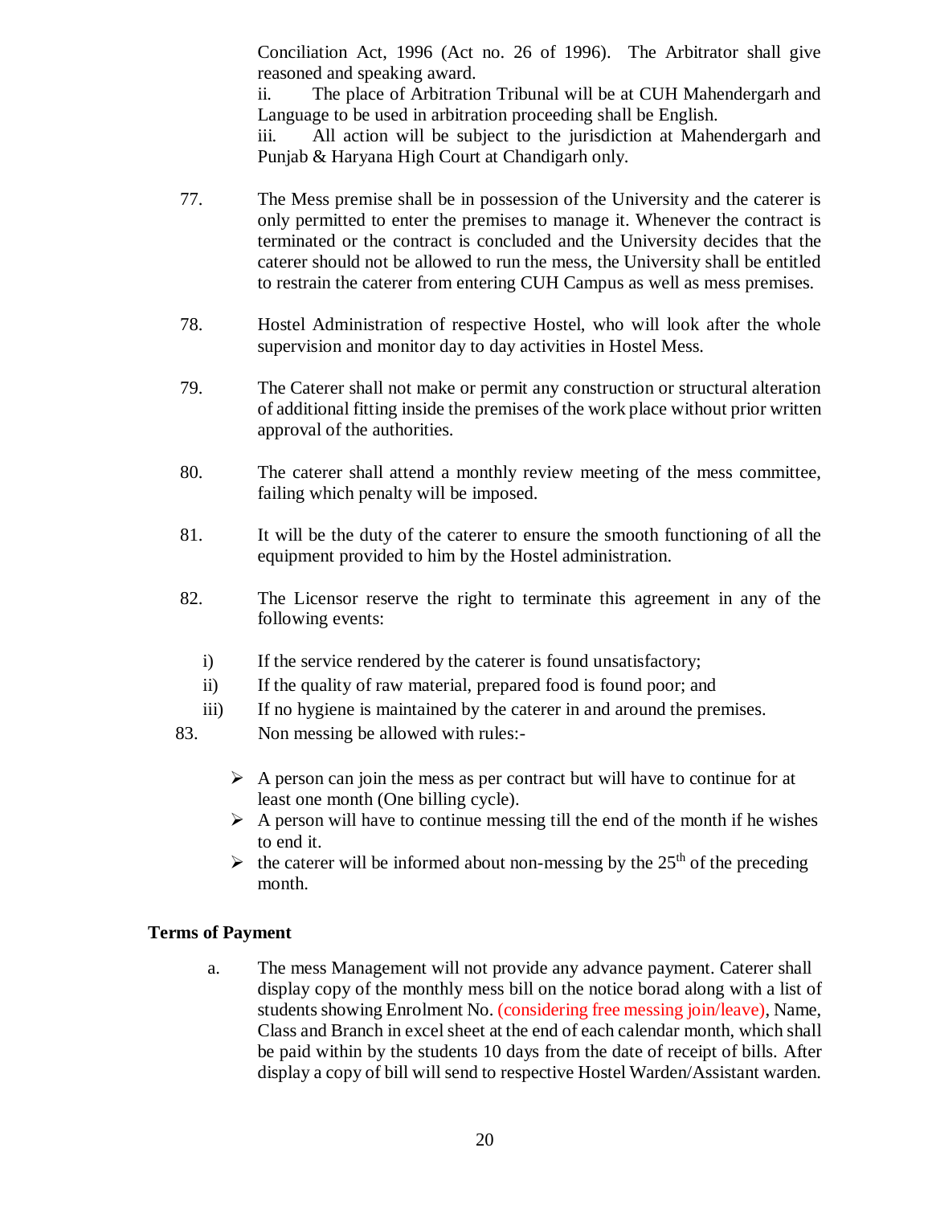Conciliation Act, 1996 (Act no. 26 of 1996). The Arbitrator shall give reasoned and speaking award.

ii. The place of Arbitration Tribunal will be at CUH Mahendergarh and Language to be used in arbitration proceeding shall be English.

iii. All action will be subject to the jurisdiction at Mahendergarh and Punjab & Haryana High Court at Chandigarh only.

77. The Mess premise shall be in possession of the University and the caterer is only permitted to enter the premises to manage it. Whenever the contract is terminated or the contract is concluded and the University decides that the caterer should not be allowed to run the mess, the University shall be entitled to restrain the caterer from entering CUH Campus as well as mess premises.

78. Hostel Administration of respective Hostel, who will look after the whole supervision and monitor day to day activities in Hostel Mess.

79. The Caterer shall not make or permit any construction or structural alteration of additional fitting inside the premises of the work place without prior written approval of the authorities.

80. The caterer shall attend a monthly review meeting of the mess committee, failing which penalty will be imposed.

81. It will be the duty of the caterer to ensure the smooth functioning of all the equipment provided to him by the Hostel administration.

82. The Licensor reserve the right to terminate this agreement in any of the following events:

   i) If the service rendered by the caterer is found unsatisfactory;
   ii) If the quality of raw material, prepared food is found poor; and
   iii) If no hygiene is maintained by the caterer in and around the premises.

83. Non messing be allowed with rules:-

   - A person can join the mess as per contract but will have to continue for at least one month (One billing cycle).
   - A person will have to continue messing till the end of the month if he wishes to end it.
   - the caterer will be informed about non-messing by the 25th of the preceding month.

**Terms of Payment**

a. The mess Management will not provide any advance payment. Caterer shall display copy of the monthly mess bill on the notice borad along with a list of students showing Enrolment No. (considering free messing join/leave), Name, Class and Branch in excel sheet at the end of each calendar month, which shall be paid within by the students 10 days from the date of receipt of bills. After display a copy of bill will send to respective Hostel Warden/Assistant warden.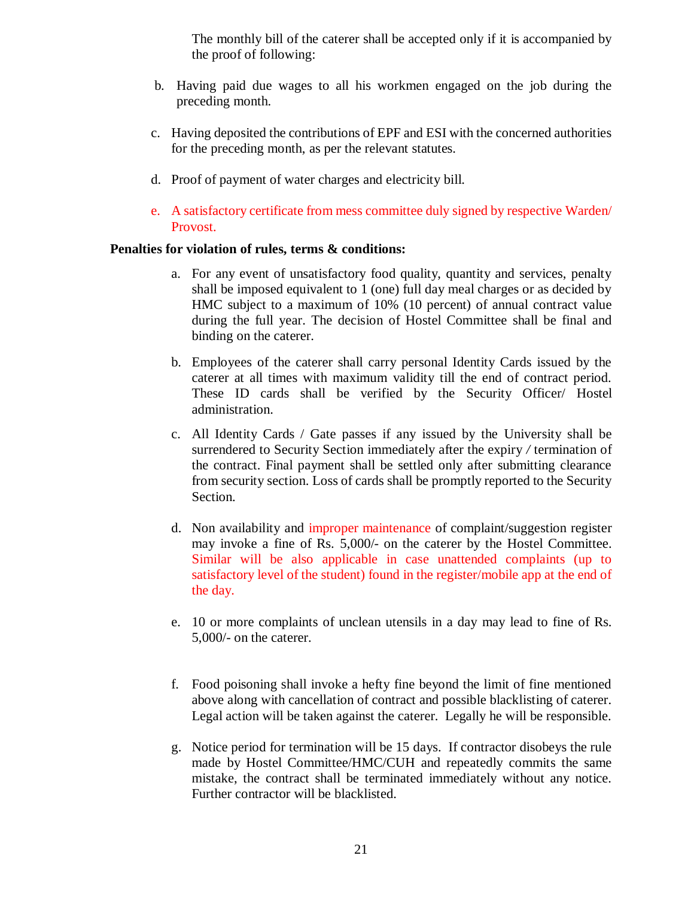The monthly bill of the caterer shall be accepted only if it is accompanied by the proof of following:

b. Having paid due wages to all his workmen engaged on the job during the preceding month.

c. Having deposited the contributions of EPF and ESI with the concerned authorities for the preceding month, as per the relevant statutes.

d. Proof of payment of water charges and electricity bill.

e. A satisfactory certificate from mess committee duly signed by respective Warden/ Provost.

**Penalties for violation of rules, terms & conditions:**

a. For any event of unsatisfactory food quality, quantity and services, penalty shall be imposed equivalent to 1 (one) full day meal charges or as decided by HMC subject to a maximum of 10% (10 percent) of annual contract value during the full year. The decision of Hostel Committee shall be final and binding on the caterer.

b. Employees of the caterer shall carry personal Identity Cards issued by the caterer at all times with maximum validity till the end of contract period. These ID cards shall be verified by the Security Officer/ Hostel administration.

c. All Identity Cards / Gate passes if any issued by the University shall be surrendered to Security Section immediately after the expiry / termination of the contract. Final payment shall be settled only after submitting clearance from security section. Loss of cards shall be promptly reported to the Security Section.

d. Non availability and improper maintenance of complaint/suggestion register may invoke a fine of Rs. 5,000/- on the caterer by the Hostel Committee. Similar will be also applicable in case unattended complaints (up to satisfactory level of the student) found in the register/mobile app at the end of the day.

e. 10 or more complaints of unclean utensils in a day may lead to fine of Rs. 5,000/- on the caterer.

f. Food poisoning shall invoke a hefty fine beyond the limit of fine mentioned above along with cancellation of contract and possible blacklisting of caterer. Legal action will be taken against the caterer. Legally he will be responsible.

g. Notice period for termination will be 15 days. If contractor disobeys the rule made by Hostel Committee/HMC/CUH and repeatedly commits the same mistake, the contract shall be terminated immediately without any notice. Further contractor will be blacklisted.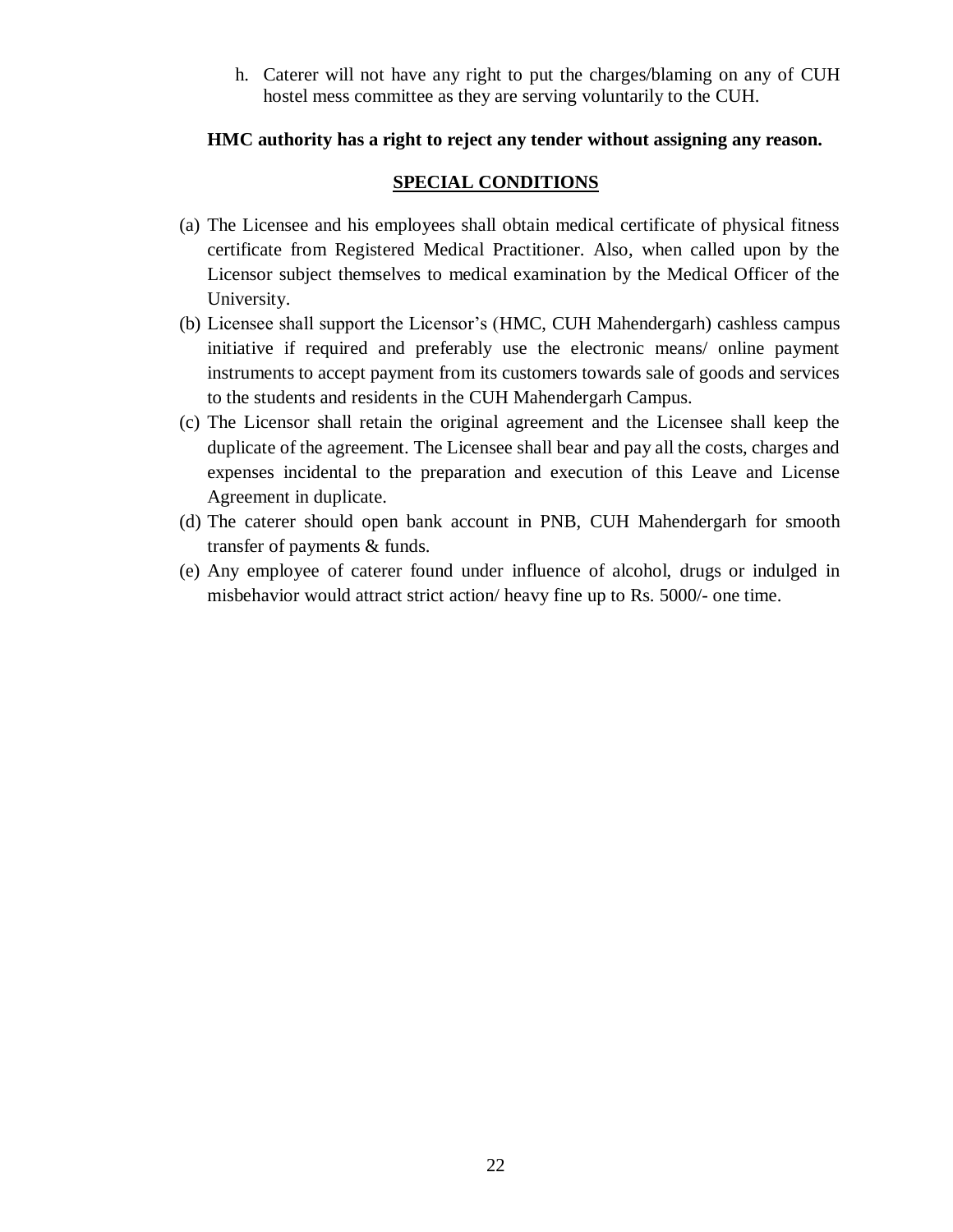h. Caterer will not have any right to put the charges/blaming on any of CUH hostel mess committee as they are serving voluntarily to the CUH.

**HMC authority has a right to reject any tender without assigning any reason.**

## SPECIAL CONDITIONS

(a) The Licensee and his employees shall obtain medical certificate of physical fitness certificate from Registered Medical Practitioner. Also, when called upon by the Licensor subject themselves to medical examination by the Medical Officer of the University.

(b) Licensee shall support the Licensor's (HMC, CUH Mahendergarh) cashless campus initiative if required and preferably use the electronic means/ online payment instruments to accept payment from its customers towards sale of goods and services to the students and residents in the CUH Mahendergarh Campus.

(c) The Licensor shall retain the original agreement and the Licensee shall keep the duplicate of the agreement. The Licensee shall bear and pay all the costs, charges and expenses incidental to the preparation and execution of this Leave and License Agreement in duplicate.

(d) The caterer should open bank account in PNB, CUH Mahendergarh for smooth transfer of payments & funds.

(e) Any employee of caterer found under influence of alcohol, drugs or indulged in misbehavior would attract strict action/ heavy fine up to Rs. 5000/- one time.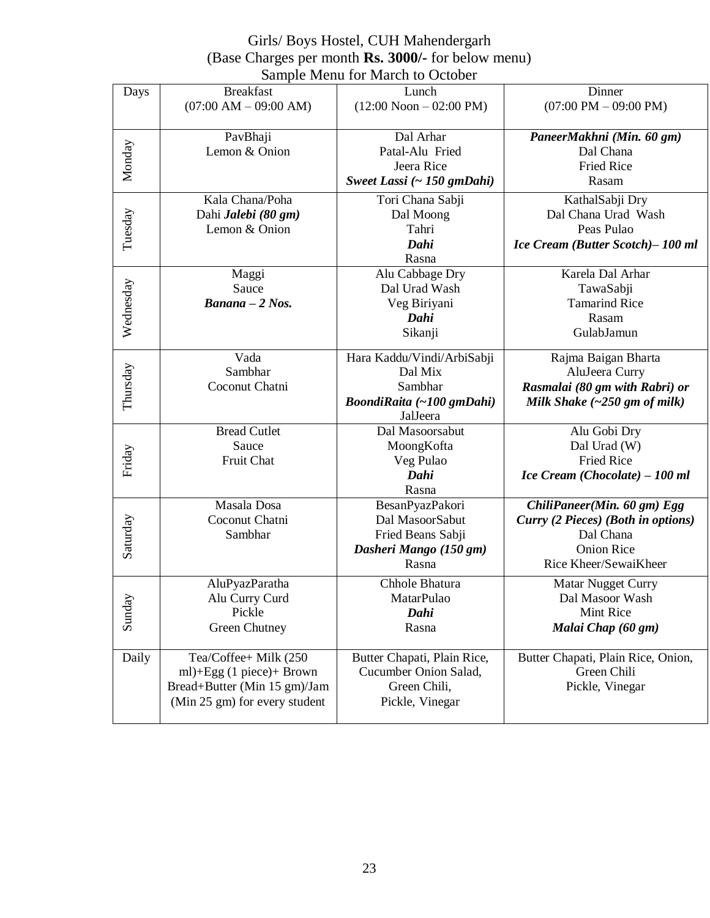Girls/ Boys Hostel, CUH Mahendergarh

(Base Charges per month **Rs. 3000/-** for below menu)

Sample Menu for March to October

| Days | Breakfast (07:00 AM – 09:00 AM) | Lunch (12:00 Noon – 02:00 PM) | Dinner (07:00 PM – 09:00 PM) |
|---|---|---|---|
| Monday | PavBhaji<br>Lemon & Onion | Dal Arhar<br>Patal-Alu Fried<br>Jeera Rice<br>***Sweet Lassi (~ 150 gmDahi)*** | ***PaneerMakhni (Min. 60 gm)***<br>Dal Chana<br>Fried Rice<br>Rasam |
| Tuesday | Kala Chana/Poha<br>Dahi ***Jalebi (80 gm)***<br>Lemon & Onion | Tori Chana Sabji<br>Dal Moong<br>Tahri<br>***Dahi***<br>Rasna | KathalSabji Dry<br>Dal Chana Urad Wash<br>Peas Pulao<br>***Ice Cream (Butter Scotch)– 100 ml*** |
| Wednesday | Maggi<br>Sauce<br>***Banana – 2 Nos.*** | Alu Cabbage Dry<br>Dal Urad Wash<br>Veg Biriyani<br>***Dahi***<br>Sikanji | Karela Dal Arhar<br>TawaSabji<br>Tamarind Rice<br>Rasam<br>GulabJamun |
| Thursday | Vada<br>Sambhar<br>Coconut Chatni | Hara Kaddu/Vindi/ArbiSabji<br>Dal Mix<br>Sambhar<br>***BoondiRaita (~100 gmDahi)***<br>JalJeera | Rajma Baigan Bharta<br>AluJeera Curry<br>***Rasmalai (80 gm with Rabri) or Milk Shake (~250 gm of milk)*** |
| Friday | Bread Cutlet<br>Sauce<br>Fruit Chat | Dal Masoorsabut<br>MoongKofta<br>Veg Pulao<br>***Dahi***<br>Rasna | Alu Gobi Dry<br>Dal Urad (W)<br>Fried Rice<br>***Ice Cream (Chocolate) – 100 ml*** |
| Saturday | Masala Dosa<br>Coconut Chatni<br>Sambhar | BesanPyazPakori<br>Dal MasoorSabut<br>Fried Beans Sabji<br>***Dasheri Mango (150 gm)***<br>Rasna | ***ChiliPaneer(Min. 60 gm) Egg Curry (2 Pieces) (Both in options)***<br>Dal Chana<br>Onion Rice<br>Rice Kheer/SewaiKheer |
| Sunday | AluPyazParatha<br>Alu Curry Curd<br>Pickle<br>Green Chutney | Chhole Bhatura<br>MatarPulao<br>***Dahi***<br>Rasna | Matar Nugget Curry<br>Dal Masoor Wash<br>Mint Rice<br>***Malai Chap (60 gm)*** |
| Daily | Tea/Coffee+ Milk (250 ml)+Egg (1 piece)+ Brown Bread+Butter (Min 15 gm)/Jam (Min 25 gm) for every student | Butter Chapati, Plain Rice, Cucumber Onion Salad, Green Chili, Pickle, Vinegar | Butter Chapati, Plain Rice, Onion, Green Chili<br>Pickle, Vinegar |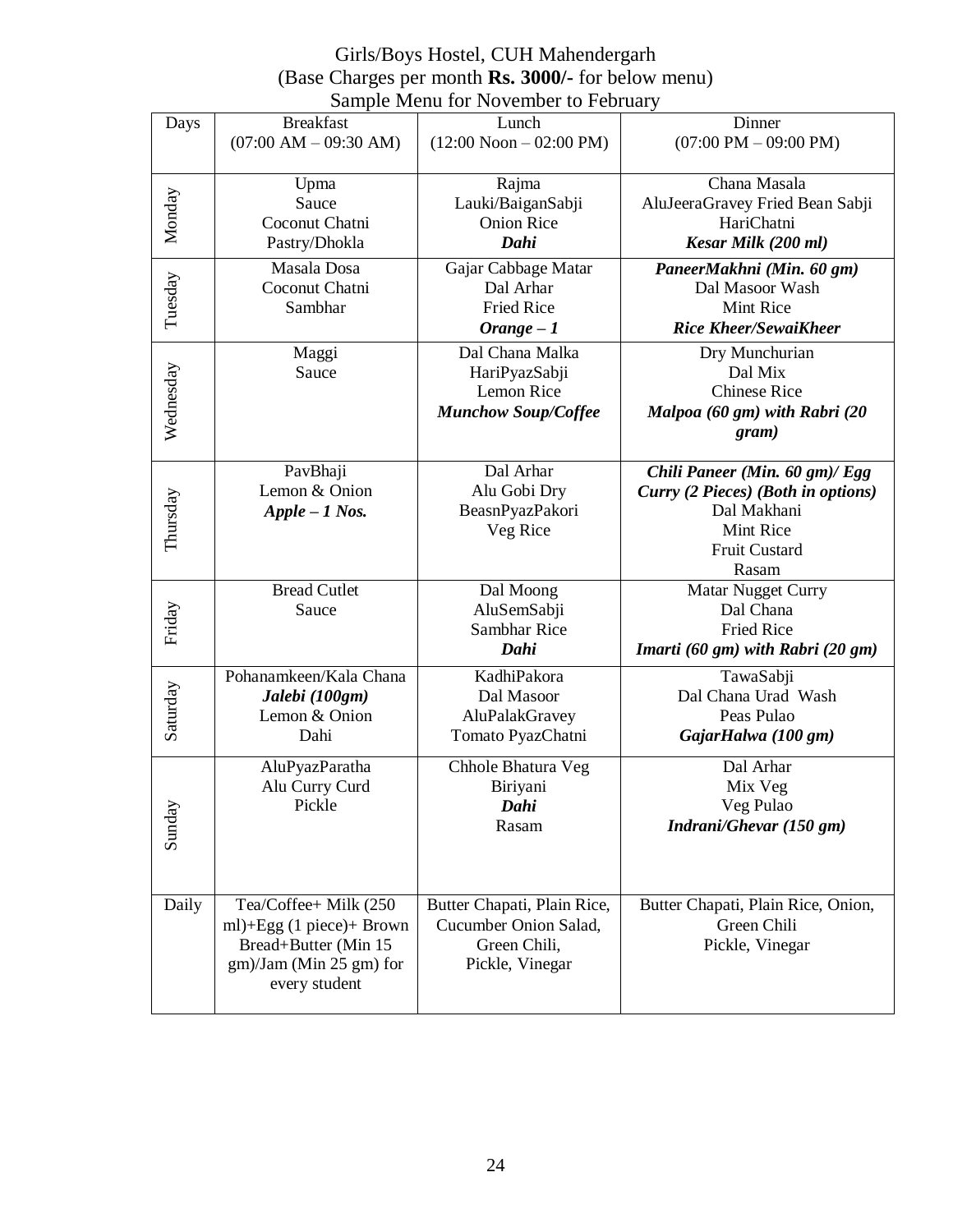Girls/Boys Hostel, CUH Mahendergarh
(Base Charges per month **Rs. 3000/-** for below menu)
Sample Menu for November to February

| Days | Breakfast (07:00 AM – 09:30 AM) | Lunch (12:00 Noon – 02:00 PM) | Dinner (07:00 PM – 09:00 PM) |
|---|---|---|---|
| Monday | Upma<br>Sauce<br>Coconut Chatni<br>Pastry/Dhokla | Rajma<br>Lauki/BaiganSabji<br>Onion Rice<br>***Dahi*** | Chana Masala<br>AluJeeraGravey Fried Bean Sabji<br>HariChatni<br>***Kesar Milk (200 ml)*** |
| Tuesday | Masala Dosa<br>Coconut Chatni<br>Sambhar | Gajar Cabbage Matar<br>Dal Arhar<br>Fried Rice<br>***Orange – 1*** | ***PaneerMakhni (Min. 60 gm)***<br>Dal Masoor Wash<br>Mint Rice<br>***Rice Kheer/SewaiKheer*** |
| Wednesday | Maggi<br>Sauce | Dal Chana Malka<br>HariPyazSabji<br>Lemon Rice<br>***Munchow Soup/Coffee*** | Dry Munchurian<br>Dal Mix<br>Chinese Rice<br>***Malpoa (60 gm) with Rabri (20 gram)*** |
| Thursday | PavBhaji<br>Lemon & Onion<br>***Apple – 1 Nos.*** | Dal Arhar<br>Alu Gobi Dry<br>BeasnPyazPakori<br>Veg Rice | ***Chili Paneer (Min. 60 gm)/ Egg Curry (2 Pieces) (Both in options)***<br>Dal Makhani<br>Mint Rice<br>Fruit Custard<br>Rasam |
| Friday | Bread Cutlet<br>Sauce | Dal Moong<br>AluSemSabji<br>Sambhar Rice<br>***Dahi*** | Matar Nugget Curry<br>Dal Chana<br>Fried Rice<br>***Imarti (60 gm) with Rabri (20 gm)*** |
| Saturday | Pohanamkeen/Kala Chana<br>***Jalebi (100gm)***<br>Lemon & Onion<br>Dahi | KadhiPakora<br>Dal Masoor<br>AluPalakGravey<br>Tomato PyazChatni | TawaSabji<br>Dal Chana Urad Wash<br>Peas Pulao<br>***GajarHalwa (100 gm)*** |
| Sunday | AluPyazParatha<br>Alu Curry Curd<br>Pickle | Chhole Bhatura Veg Biriyani<br>***Dahi***<br>Rasam | Dal Arhar<br>Mix Veg<br>Veg Pulao<br>***Indrani/Ghevar (150 gm)*** |
| Daily | Tea/Coffee+ Milk (250 ml)+Egg (1 piece)+ Brown Bread+Butter (Min 15 gm)/Jam (Min 25 gm) for every student | Butter Chapati, Plain Rice, Cucumber Onion Salad, Green Chili, Pickle, Vinegar | Butter Chapati, Plain Rice, Onion, Green Chili<br>Pickle, Vinegar |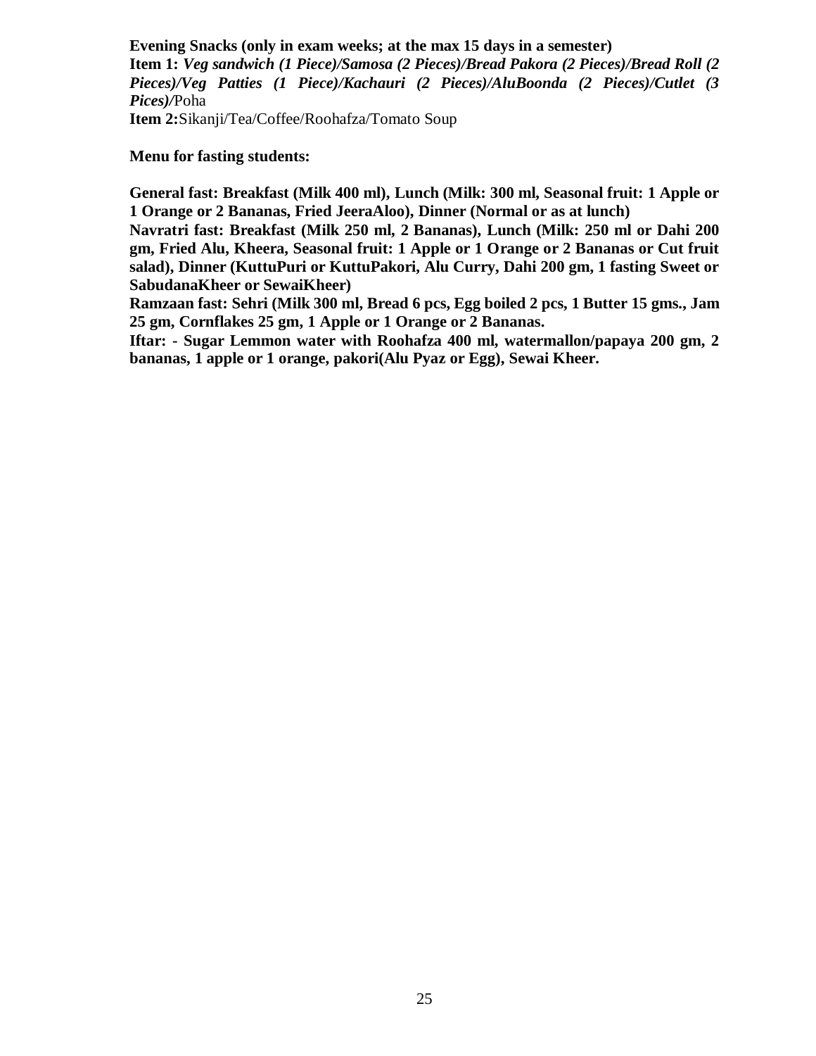**Evening Snacks (only in exam weeks; at the max 15 days in a semester)**
**Item 1:** ***Veg sandwich (1 Piece)/Samosa (2 Pieces)/Bread Pakora (2 Pieces)/Bread Roll (2 Pieces)/Veg Patties (1 Piece)/Kachauri (2 Pieces)/AluBoonda (2 Pieces)/Cutlet (3 Pices)/***Poha
**Item 2:**Sikanji/Tea/Coffee/Roohafza/Tomato Soup

**Menu for fasting students:**

**General fast: Breakfast (Milk 400 ml), Lunch (Milk: 300 ml, Seasonal fruit: 1 Apple or 1 Orange or 2 Bananas, Fried JeeraAloo), Dinner (Normal or as at lunch)**
**Navratri fast: Breakfast (Milk 250 ml, 2 Bananas), Lunch (Milk: 250 ml or Dahi 200 gm, Fried Alu, Kheera, Seasonal fruit: 1 Apple or 1 Orange or 2 Bananas or Cut fruit salad), Dinner (KuttuPuri or KuttuPakori, Alu Curry, Dahi 200 gm, 1 fasting Sweet or SabudanaKheer or SewaiKheer)**
**Ramzaan fast: Sehri (Milk 300 ml, Bread 6 pcs, Egg boiled 2 pcs, 1 Butter 15 gms., Jam 25 gm, Cornflakes 25 gm, 1 Apple or 1 Orange or 2 Bananas.**
**Iftar: - Sugar Lemmon water with Roohafza 400 ml, watermallon/papaya 200 gm, 2 bananas, 1 apple or 1 orange, pakori(Alu Pyaz or Egg), Sewai Kheer.**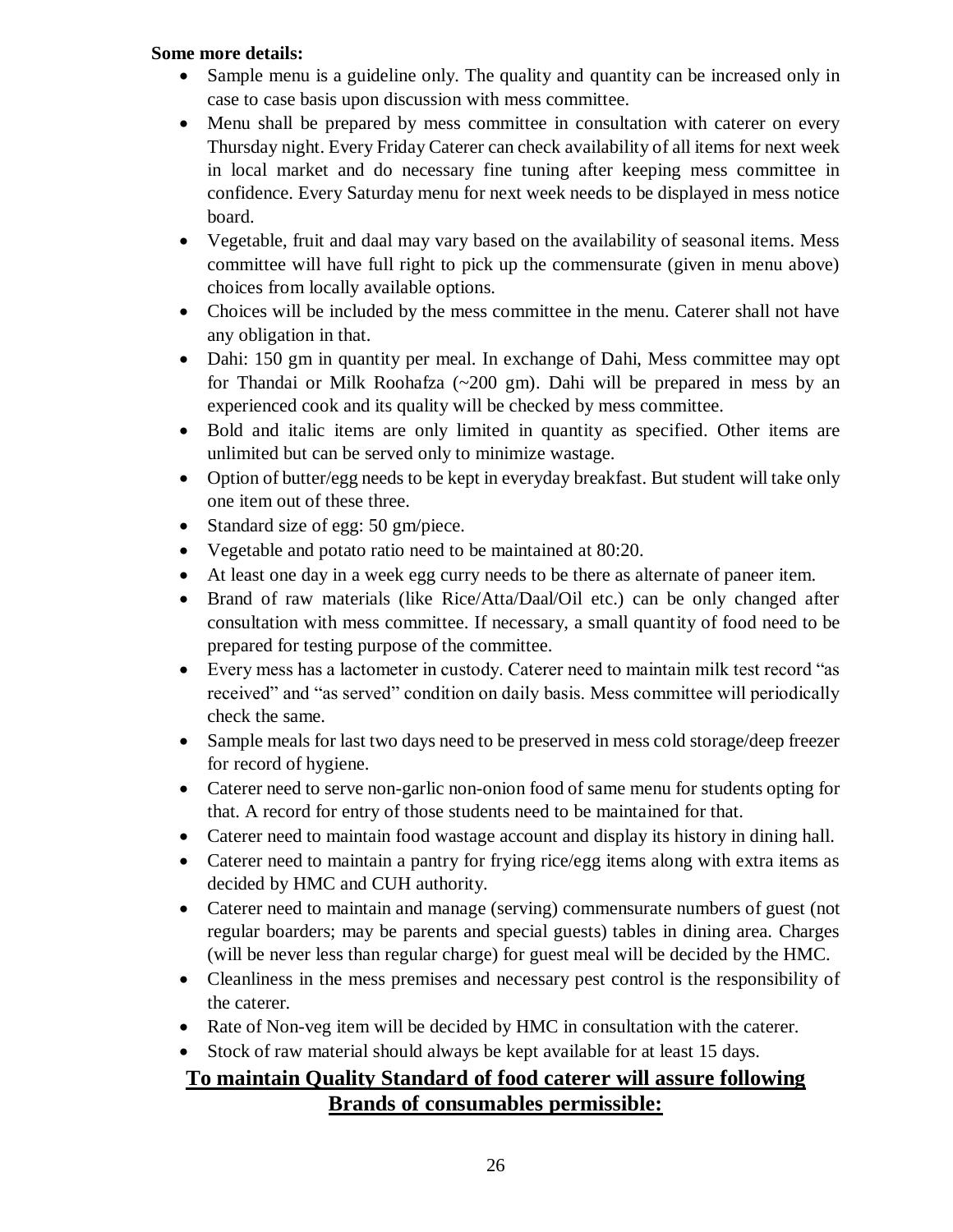**Some more details:**

- Sample menu is a guideline only. The quality and quantity can be increased only in case to case basis upon discussion with mess committee.
- Menu shall be prepared by mess committee in consultation with caterer on every Thursday night. Every Friday Caterer can check availability of all items for next week in local market and do necessary fine tuning after keeping mess committee in confidence. Every Saturday menu for next week needs to be displayed in mess notice board.
- Vegetable, fruit and daal may vary based on the availability of seasonal items. Mess committee will have full right to pick up the commensurate (given in menu above) choices from locally available options.
- Choices will be included by the mess committee in the menu. Caterer shall not have any obligation in that.
- Dahi: 150 gm in quantity per meal. In exchange of Dahi, Mess committee may opt for Thandai or Milk Roohafza (~200 gm). Dahi will be prepared in mess by an experienced cook and its quality will be checked by mess committee.
- Bold and italic items are only limited in quantity as specified. Other items are unlimited but can be served only to minimize wastage.
- Option of butter/egg needs to be kept in everyday breakfast. But student will take only one item out of these three.
- Standard size of egg: 50 gm/piece.
- Vegetable and potato ratio need to be maintained at 80:20.
- At least one day in a week egg curry needs to be there as alternate of paneer item.
- Brand of raw materials (like Rice/Atta/Daal/Oil etc.) can be only changed after consultation with mess committee. If necessary, a small quantity of food need to be prepared for testing purpose of the committee.
- Every mess has a lactometer in custody. Caterer need to maintain milk test record "as received" and "as served" condition on daily basis. Mess committee will periodically check the same.
- Sample meals for last two days need to be preserved in mess cold storage/deep freezer for record of hygiene.
- Caterer need to serve non-garlic non-onion food of same menu for students opting for that. A record for entry of those students need to be maintained for that.
- Caterer need to maintain food wastage account and display its history in dining hall.
- Caterer need to maintain a pantry for frying rice/egg items along with extra items as decided by HMC and CUH authority.
- Caterer need to maintain and manage (serving) commensurate numbers of guest (not regular boarders; may be parents and special guests) tables in dining area. Charges (will be never less than regular charge) for guest meal will be decided by the HMC.
- Cleanliness in the mess premises and necessary pest control is the responsibility of the caterer.
- Rate of Non-veg item will be decided by HMC in consultation with the caterer.
- Stock of raw material should always be kept available for at least 15 days.

## **To maintain Quality Standard of food caterer will assure following Brands of consumables permissible:**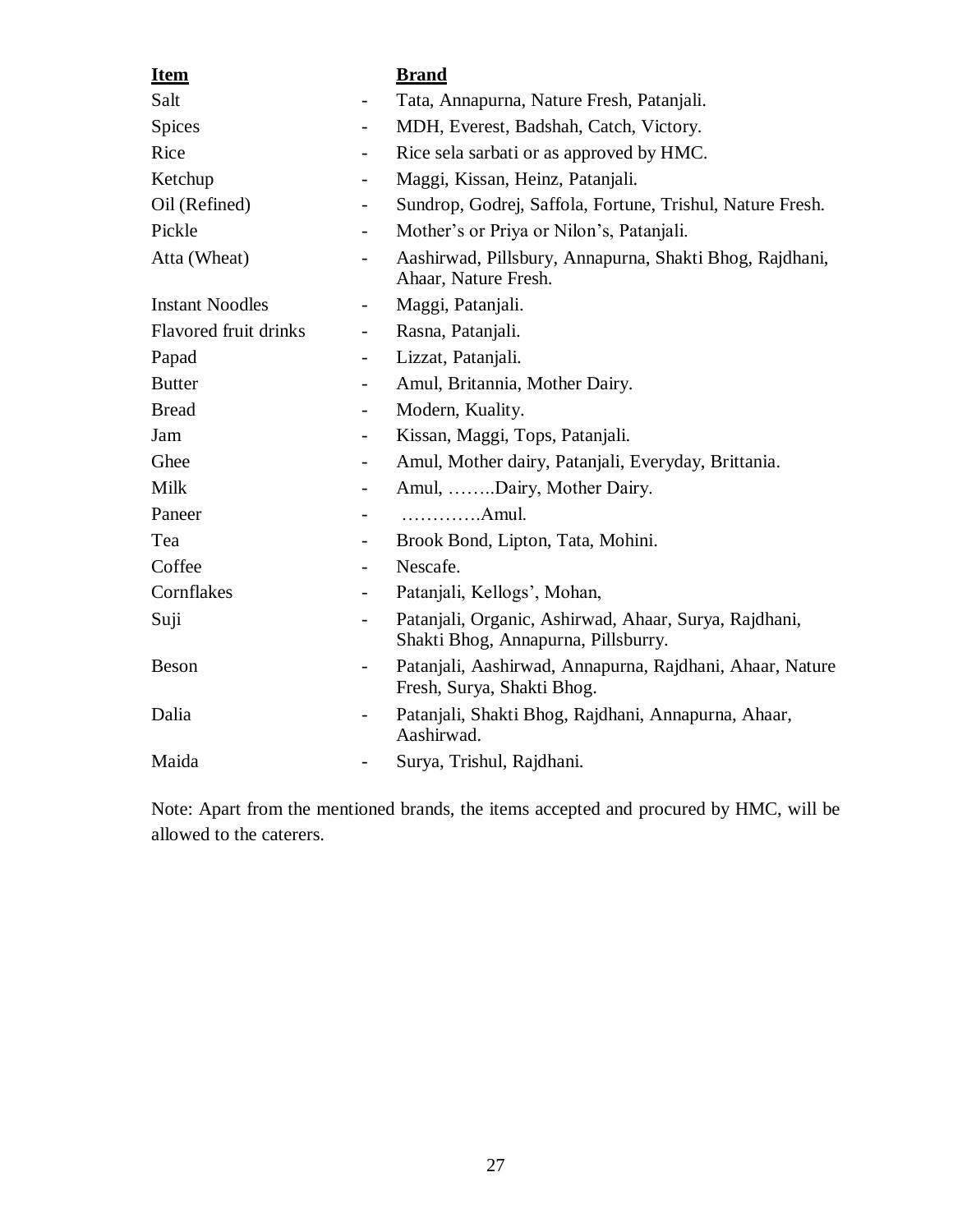| Item | | Brand |
|---|---|---|
| Salt | - | Tata, Annapurna, Nature Fresh, Patanjali. |
| Spices | - | MDH, Everest, Badshah, Catch, Victory. |
| Rice | - | Rice sela sarbati or as approved by HMC. |
| Ketchup | - | Maggi, Kissan, Heinz, Patanjali. |
| Oil (Refined) | - | Sundrop, Godrej, Saffola, Fortune, Trishul, Nature Fresh. |
| Pickle | - | Mother’s or Priya or Nilon’s, Patanjali. |
| Atta (Wheat) | - | Aashirwad, Pillsbury, Annapurna, Shakti Bhog, Rajdhani, Ahaar, Nature Fresh. |
| Instant Noodles | - | Maggi, Patanjali. |
| Flavored fruit drinks | - | Rasna, Patanjali. |
| Papad | - | Lizzat, Patanjali. |
| Butter | - | Amul, Britannia, Mother Dairy. |
| Bread | - | Modern, Kuality. |
| Jam | - | Kissan, Maggi, Tops, Patanjali. |
| Ghee | - | Amul, Mother dairy, Patanjali, Everyday, Brittania. |
| Milk | - | Amul, ……..Dairy, Mother Dairy. |
| Paneer | - | ………….Amul. |
| Tea | - | Brook Bond, Lipton, Tata, Mohini. |
| Coffee | - | Nescafe. |
| Cornflakes | - | Patanjali, Kellogs’, Mohan, |
| Suji | - | Patanjali, Organic, Ashirwad, Ahaar, Surya, Rajdhani, Shakti Bhog, Annapurna, Pillsburry. |
| Beson | - | Patanjali, Aashirwad, Annapurna, Rajdhani, Ahaar, Nature Fresh, Surya, Shakti Bhog. |
| Dalia | - | Patanjali, Shakti Bhog, Rajdhani, Annapurna, Ahaar, Aashirwad. |
| Maida | - | Surya, Trishul, Rajdhani. |

Note: Apart from the mentioned brands, the items accepted and procured by HMC, will be allowed to the caterers.